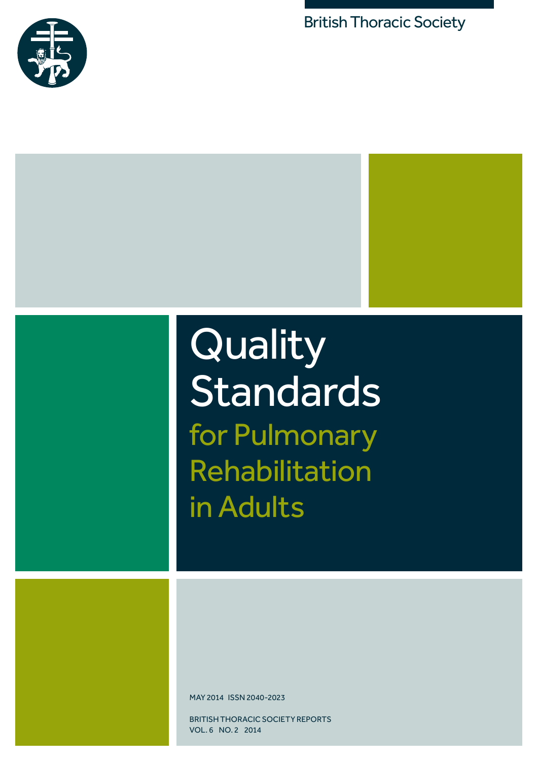British Thoracic Society

# Quality Standards

## for Pulmonary Rehabilitation in Adults

MAY 2014 ISSN 2040-2023

BRITISH THORACIC SOCIETY REPORTS
VOL. 6 NO. 2 2014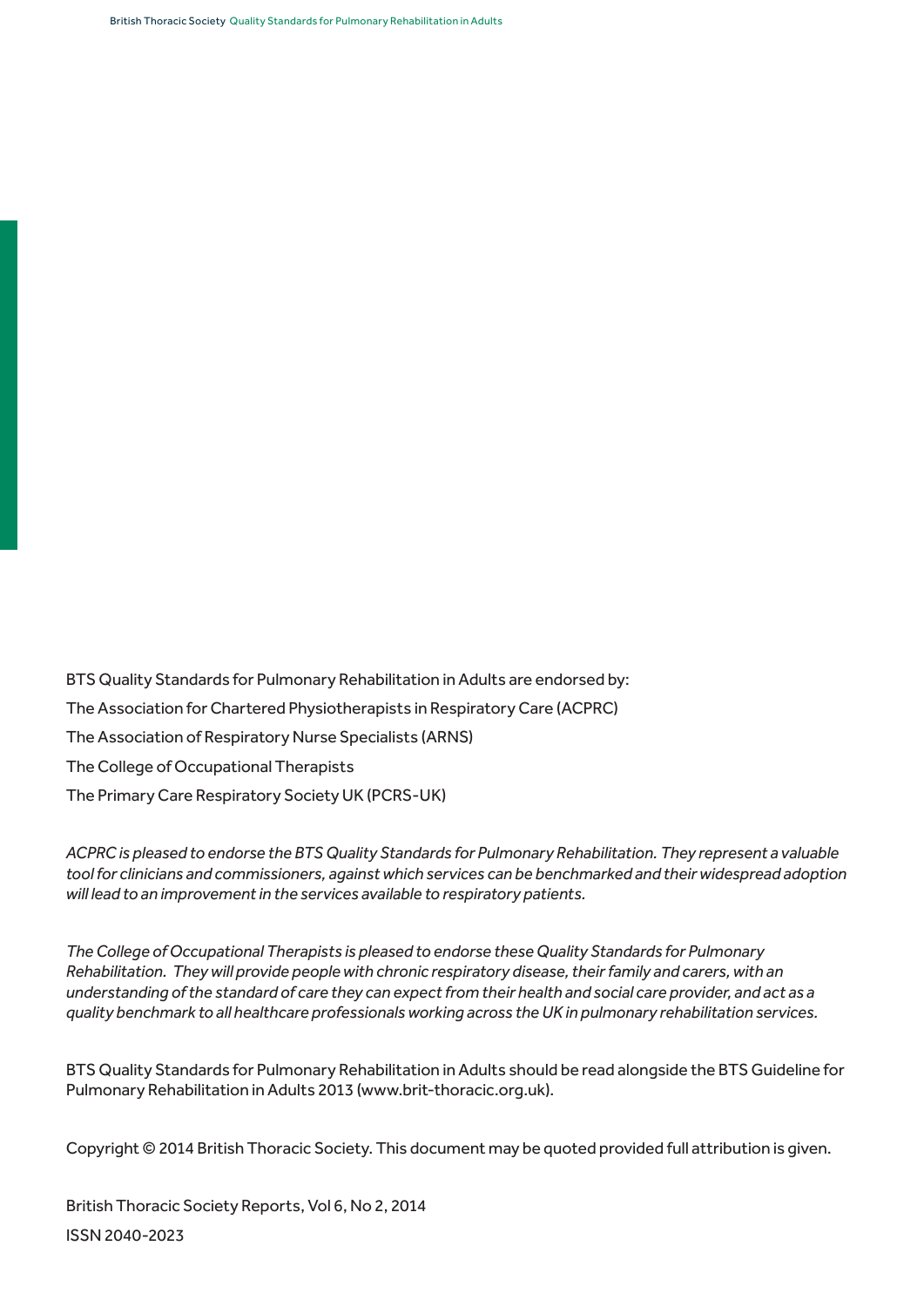BTS Quality Standards for Pulmonary Rehabilitation in Adults are endorsed by:

The Association for Chartered Physiotherapists in Respiratory Care (ACPRC)

The Association of Respiratory Nurse Specialists (ARNS)

The College of Occupational Therapists

The Primary Care Respiratory Society UK (PCRS-UK)

*ACPRC is pleased to endorse the BTS Quality Standards for Pulmonary Rehabilitation. They represent a valuable tool for clinicians and commissioners, against which services can be benchmarked and their widespread adoption will lead to an improvement in the services available to respiratory patients.*

*The College of Occupational Therapists is pleased to endorse these Quality Standards for Pulmonary Rehabilitation. They will provide people with chronic respiratory disease, their family and carers, with an understanding of the standard of care they can expect from their health and social care provider, and act as a quality benchmark to all healthcare professionals working across the UK in pulmonary rehabilitation services.*

BTS Quality Standards for Pulmonary Rehabilitation in Adults should be read alongside the BTS Guideline for Pulmonary Rehabilitation in Adults 2013 (www.brit-thoracic.org.uk).

Copyright © 2014 British Thoracic Society. This document may be quoted provided full attribution is given.

British Thoracic Society Reports, Vol 6, No 2, 2014

ISSN 2040-2023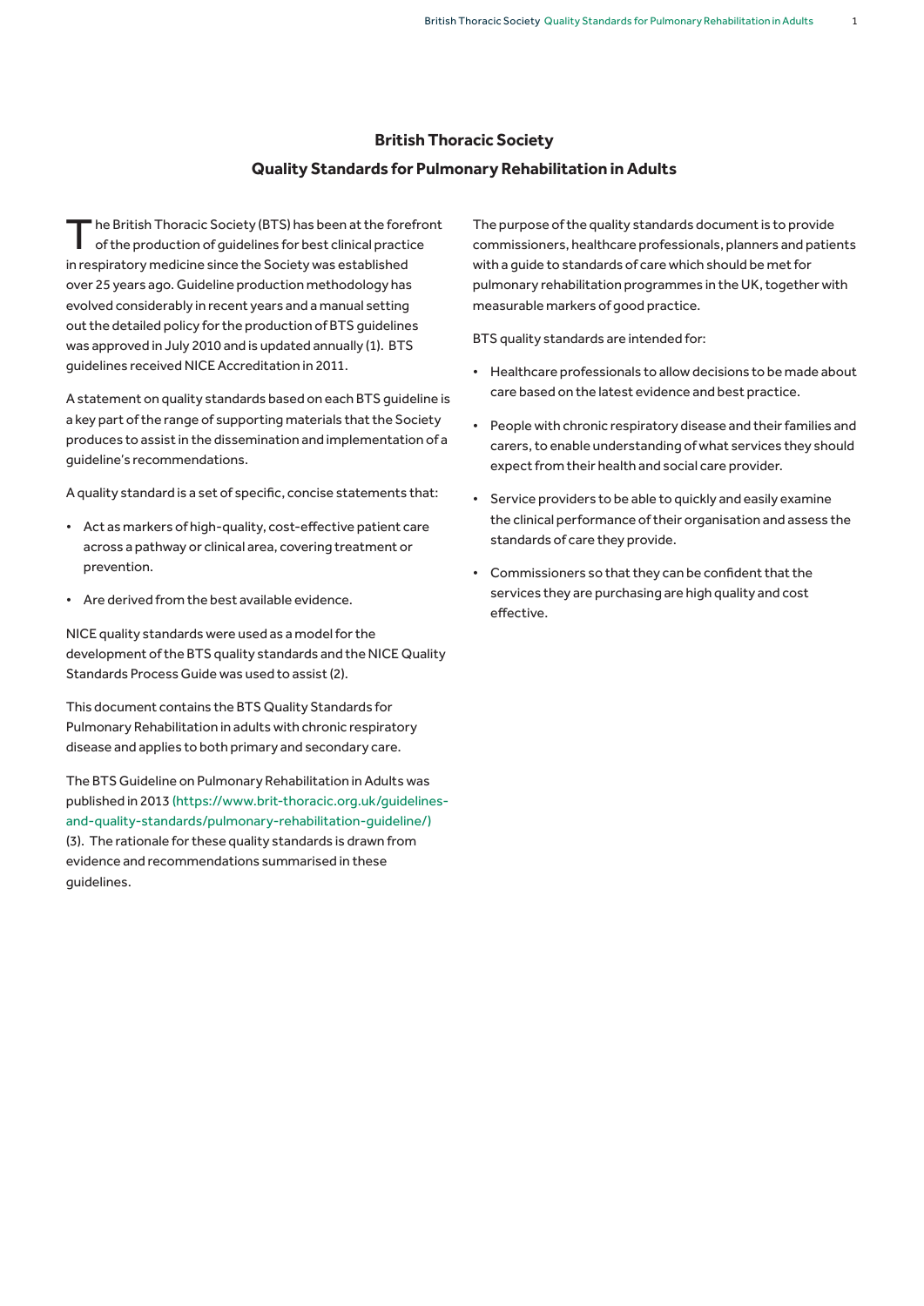# British Thoracic Society

## Quality Standards for Pulmonary Rehabilitation in Adults

The British Thoracic Society (BTS) has been at the forefront of the production of guidelines for best clinical practice in respiratory medicine since the Society was established over 25 years ago. Guideline production methodology has evolved considerably in recent years and a manual setting out the detailed policy for the production of BTS guidelines was approved in July 2010 and is updated annually (1). BTS guidelines received NICE Accreditation in 2011.

A statement on quality standards based on each BTS guideline is a key part of the range of supporting materials that the Society produces to assist in the dissemination and implementation of a guideline's recommendations.

A quality standard is a set of specific, concise statements that:

- Act as markers of high-quality, cost-effective patient care across a pathway or clinical area, covering treatment or prevention.
- Are derived from the best available evidence.

NICE quality standards were used as a model for the development of the BTS quality standards and the NICE Quality Standards Process Guide was used to assist (2).

This document contains the BTS Quality Standards for Pulmonary Rehabilitation in adults with chronic respiratory disease and applies to both primary and secondary care.

The BTS Guideline on Pulmonary Rehabilitation in Adults was published in 2013 (https://www.brit-thoracic.org.uk/guidelines-and-quality-standards/pulmonary-rehabilitation-guideline/) (3). The rationale for these quality standards is drawn from evidence and recommendations summarised in these guidelines.

The purpose of the quality standards document is to provide commissioners, healthcare professionals, planners and patients with a guide to standards of care which should be met for pulmonary rehabilitation programmes in the UK, together with measurable markers of good practice.

BTS quality standards are intended for:

- Healthcare professionals to allow decisions to be made about care based on the latest evidence and best practice.
- People with chronic respiratory disease and their families and carers, to enable understanding of what services they should expect from their health and social care provider.
- Service providers to be able to quickly and easily examine the clinical performance of their organisation and assess the standards of care they provide.
- Commissioners so that they can be confident that the services they are purchasing are high quality and cost effective.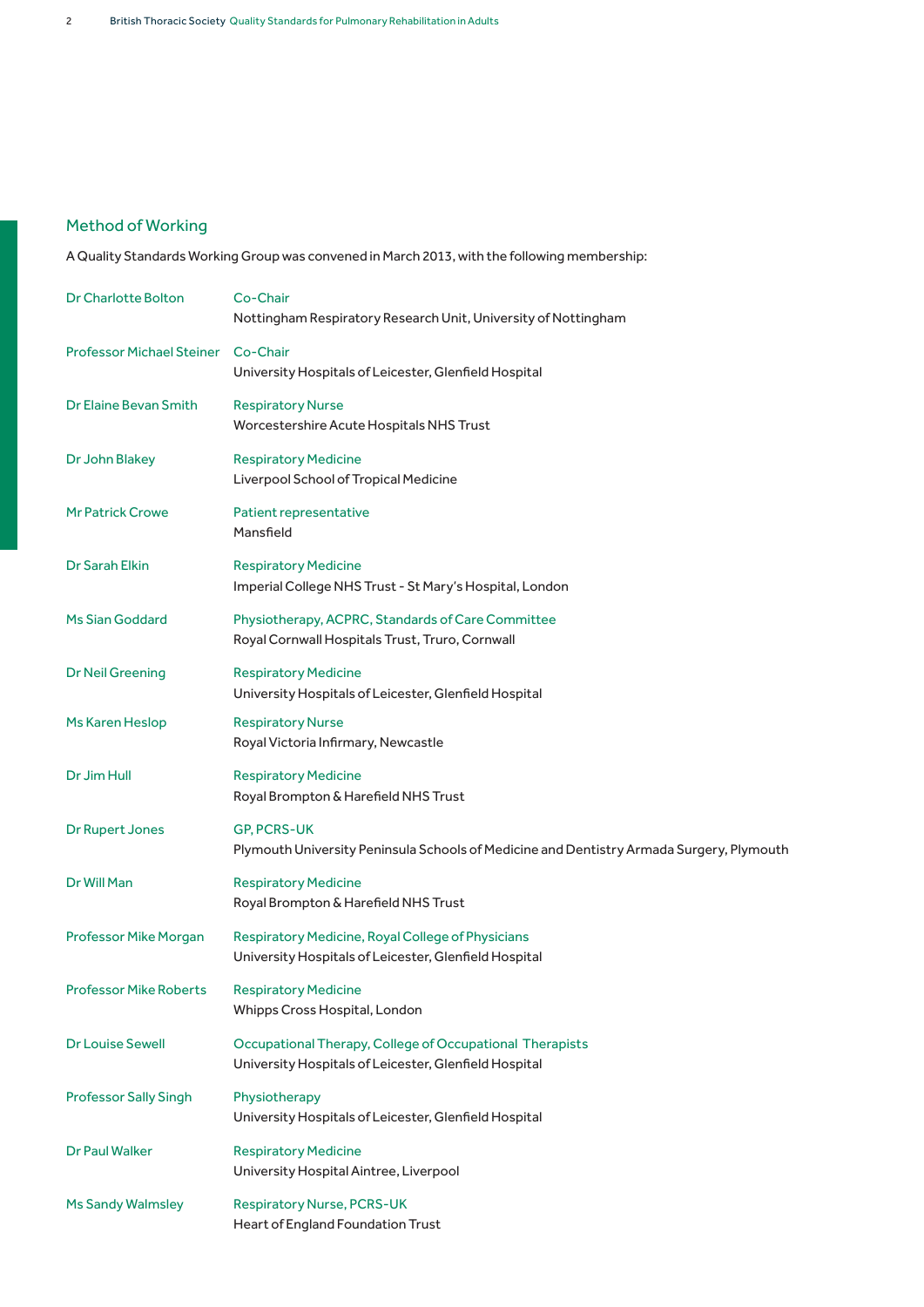## Method of Working

A Quality Standards Working Group was convened in March 2013, with the following membership:

| | |
|---|---|
| Dr Charlotte Bolton | Co-Chair<br>Nottingham Respiratory Research Unit, University of Nottingham |
| Professor Michael Steiner | Co-Chair<br>University Hospitals of Leicester, Glenfield Hospital |
| Dr Elaine Bevan Smith | Respiratory Nurse<br>Worcestershire Acute Hospitals NHS Trust |
| Dr John Blakey | Respiratory Medicine<br>Liverpool School of Tropical Medicine |
| Mr Patrick Crowe | Patient representative<br>Mansfield |
| Dr Sarah Elkin | Respiratory Medicine<br>Imperial College NHS Trust - St Mary's Hospital, London |
| Ms Sian Goddard | Physiotherapy, ACPRC, Standards of Care Committee<br>Royal Cornwall Hospitals Trust, Truro, Cornwall |
| Dr Neil Greening | Respiratory Medicine<br>University Hospitals of Leicester, Glenfield Hospital |
| Ms Karen Heslop | Respiratory Nurse<br>Royal Victoria Infirmary, Newcastle |
| Dr Jim Hull | Respiratory Medicine<br>Royal Brompton & Harefield NHS Trust |
| Dr Rupert Jones | GP, PCRS-UK<br>Plymouth University Peninsula Schools of Medicine and Dentistry Armada Surgery, Plymouth |
| Dr Will Man | Respiratory Medicine<br>Royal Brompton & Harefield NHS Trust |
| Professor Mike Morgan | Respiratory Medicine, Royal College of Physicians<br>University Hospitals of Leicester, Glenfield Hospital |
| Professor Mike Roberts | Respiratory Medicine<br>Whipps Cross Hospital, London |
| Dr Louise Sewell | Occupational Therapy, College of Occupational Therapists<br>University Hospitals of Leicester, Glenfield Hospital |
| Professor Sally Singh | Physiotherapy<br>University Hospitals of Leicester, Glenfield Hospital |
| Dr Paul Walker | Respiratory Medicine<br>University Hospital Aintree, Liverpool |
| Ms Sandy Walmsley | Respiratory Nurse, PCRS-UK<br>Heart of England Foundation Trust |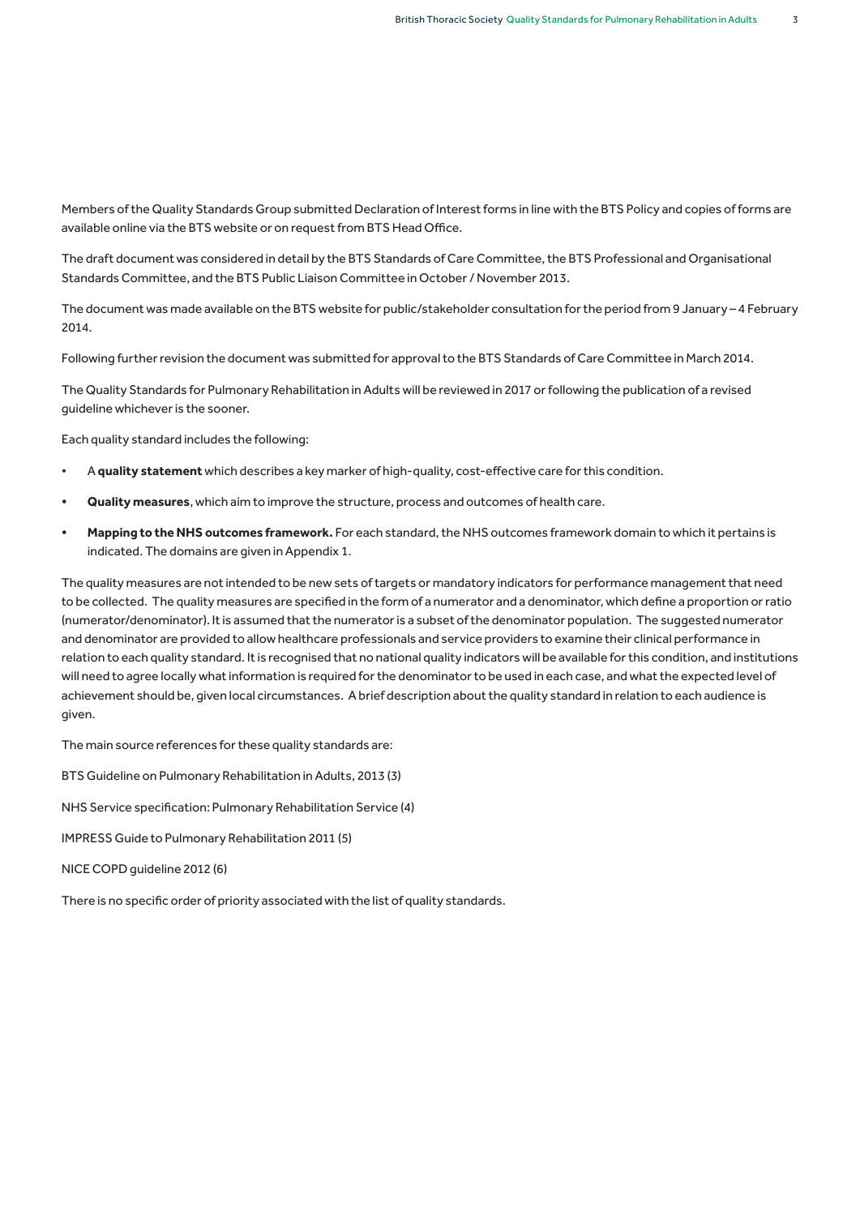Members of the Quality Standards Group submitted Declaration of Interest forms in line with the BTS Policy and copies of forms are available online via the BTS website or on request from BTS Head Office.

The draft document was considered in detail by the BTS Standards of Care Committee, the BTS Professional and Organisational Standards Committee, and the BTS Public Liaison Committee in October / November 2013.

The document was made available on the BTS website for public/stakeholder consultation for the period from 9 January – 4 February 2014.

Following further revision the document was submitted for approval to the BTS Standards of Care Committee in March 2014.

The Quality Standards for Pulmonary Rehabilitation in Adults will be reviewed in 2017 or following the publication of a revised guideline whichever is the sooner.

Each quality standard includes the following:

- A **quality statement** which describes a key marker of high-quality, cost-effective care for this condition.
- **Quality measures**, which aim to improve the structure, process and outcomes of health care.
- **Mapping to the NHS outcomes framework.** For each standard, the NHS outcomes framework domain to which it pertains is indicated. The domains are given in Appendix 1.

The quality measures are not intended to be new sets of targets or mandatory indicators for performance management that need to be collected. The quality measures are specified in the form of a numerator and a denominator, which define a proportion or ratio (numerator/denominator). It is assumed that the numerator is a subset of the denominator population. The suggested numerator and denominator are provided to allow healthcare professionals and service providers to examine their clinical performance in relation to each quality standard. It is recognised that no national quality indicators will be available for this condition, and institutions will need to agree locally what information is required for the denominator to be used in each case, and what the expected level of achievement should be, given local circumstances. A brief description about the quality standard in relation to each audience is given.

The main source references for these quality standards are:

BTS Guideline on Pulmonary Rehabilitation in Adults, 2013 (3)

NHS Service specification: Pulmonary Rehabilitation Service (4)

IMPRESS Guide to Pulmonary Rehabilitation 2011 (5)

NICE COPD guideline 2012 (6)

There is no specific order of priority associated with the list of quality standards.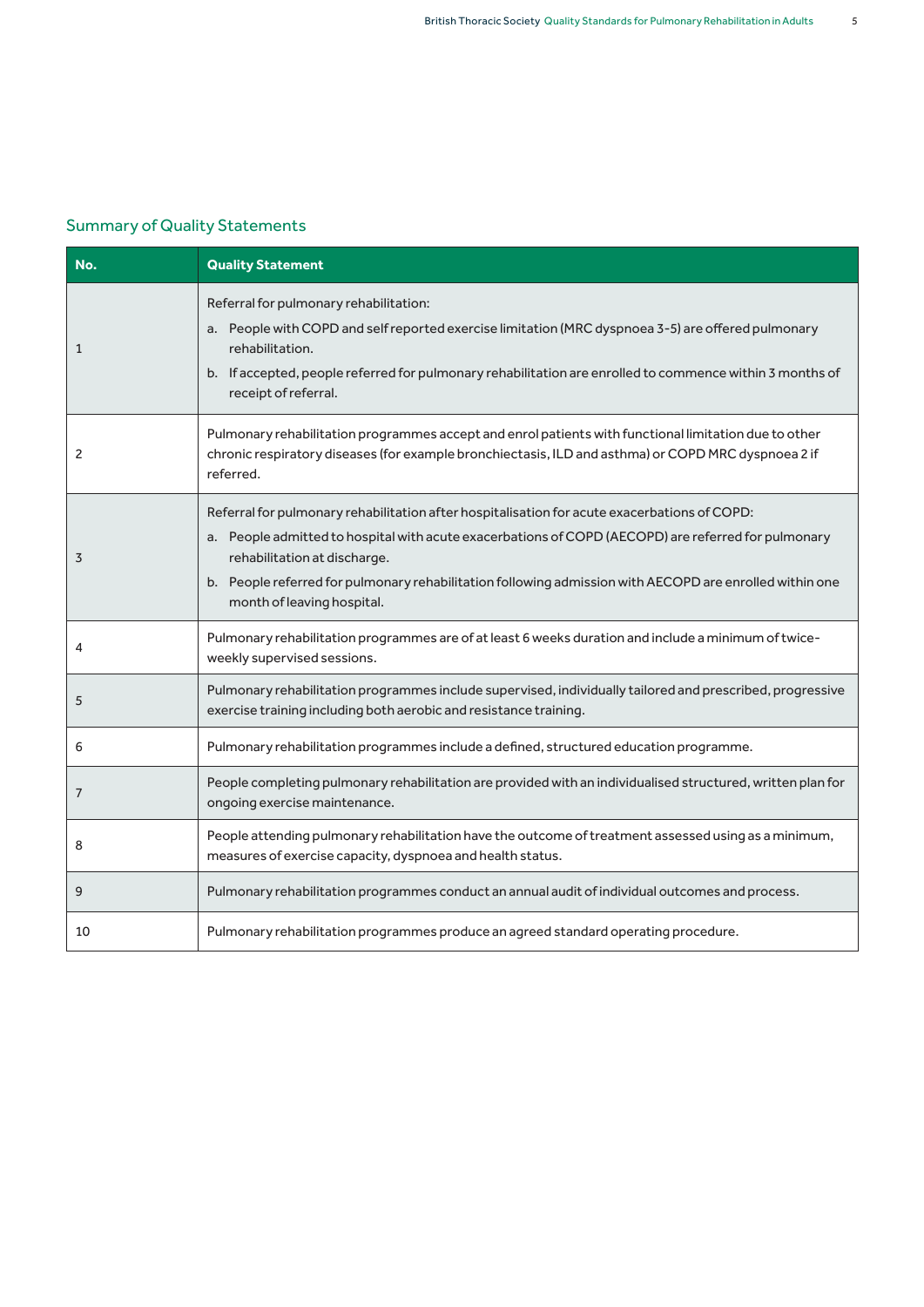## Summary of Quality Statements

| No. | Quality Statement |
|---|---|
| 1 | Referral for pulmonary rehabilitation:<br>a. People with COPD and self reported exercise limitation (MRC dyspnoea 3-5) are offered pulmonary rehabilitation.<br>b. If accepted, people referred for pulmonary rehabilitation are enrolled to commence within 3 months of receipt of referral. |
| 2 | Pulmonary rehabilitation programmes accept and enrol patients with functional limitation due to other chronic respiratory diseases (for example bronchiectasis, ILD and asthma) or COPD MRC dyspnoea 2 if referred. |
| 3 | Referral for pulmonary rehabilitation after hospitalisation for acute exacerbations of COPD:<br>a. People admitted to hospital with acute exacerbations of COPD (AECOPD) are referred for pulmonary rehabilitation at discharge.<br>b. People referred for pulmonary rehabilitation following admission with AECOPD are enrolled within one month of leaving hospital. |
| 4 | Pulmonary rehabilitation programmes are of at least 6 weeks duration and include a minimum of twice-weekly supervised sessions. |
| 5 | Pulmonary rehabilitation programmes include supervised, individually tailored and prescribed, progressive exercise training including both aerobic and resistance training. |
| 6 | Pulmonary rehabilitation programmes include a defined, structured education programme. |
| 7 | People completing pulmonary rehabilitation are provided with an individualised structured, written plan for ongoing exercise maintenance. |
| 8 | People attending pulmonary rehabilitation have the outcome of treatment assessed using as a minimum, measures of exercise capacity, dyspnoea and health status. |
| 9 | Pulmonary rehabilitation programmes conduct an annual audit of individual outcomes and process. |
| 10 | Pulmonary rehabilitation programmes produce an agreed standard operating procedure. |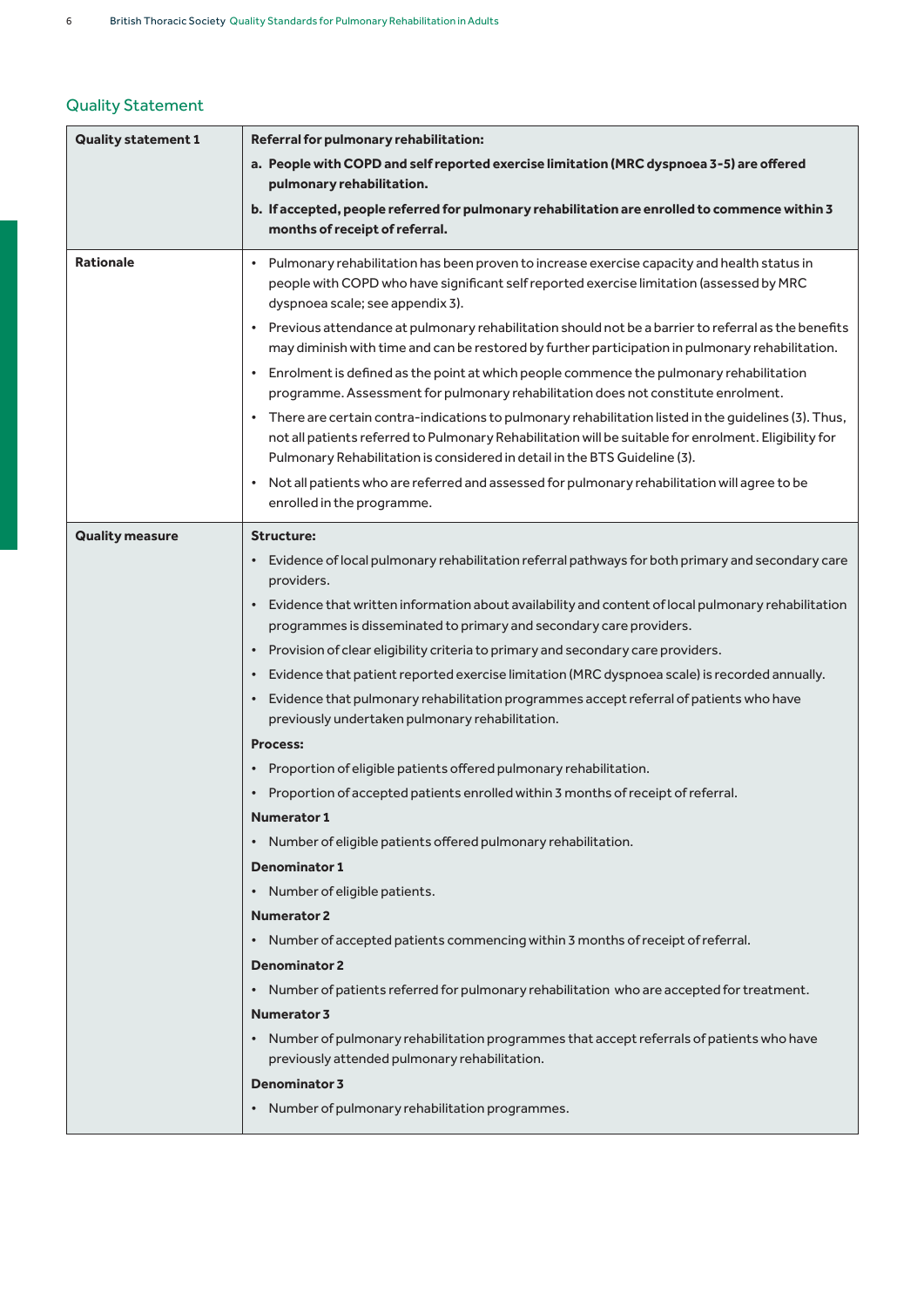## Quality Statement

| Quality statement 1 | **Referral for pulmonary rehabilitation:**<br>**a. People with COPD and self reported exercise limitation (MRC dyspnoea 3-5) are offered pulmonary rehabilitation.**<br>**b. If accepted, people referred for pulmonary rehabilitation are enrolled to commence within 3 months of receipt of referral.** |
|---|---|
| **Rationale** | • Pulmonary rehabilitation has been proven to increase exercise capacity and health status in people with COPD who have significant self reported exercise limitation (assessed by MRC dyspnoea scale; see appendix 3).<br>• Previous attendance at pulmonary rehabilitation should not be a barrier to referral as the benefits may diminish with time and can be restored by further participation in pulmonary rehabilitation.<br>• Enrolment is defined as the point at which people commence the pulmonary rehabilitation programme. Assessment for pulmonary rehabilitation does not constitute enrolment.<br>• There are certain contra-indications to pulmonary rehabilitation listed in the guidelines (3). Thus, not all patients referred to Pulmonary Rehabilitation will be suitable for enrolment. Eligibility for Pulmonary Rehabilitation is considered in detail in the BTS Guideline (3).<br>• Not all patients who are referred and assessed for pulmonary rehabilitation will agree to be enrolled in the programme. |
| **Quality measure** | **Structure:**<br>• Evidence of local pulmonary rehabilitation referral pathways for both primary and secondary care providers.<br>• Evidence that written information about availability and content of local pulmonary rehabilitation programmes is disseminated to primary and secondary care providers.<br>• Provision of clear eligibility criteria to primary and secondary care providers.<br>• Evidence that patient reported exercise limitation (MRC dyspnoea scale) is recorded annually.<br>• Evidence that pulmonary rehabilitation programmes accept referral of patients who have previously undertaken pulmonary rehabilitation.<br>**Process:**<br>• Proportion of eligible patients offered pulmonary rehabilitation.<br>• Proportion of accepted patients enrolled within 3 months of receipt of referral.<br>**Numerator 1**<br>• Number of eligible patients offered pulmonary rehabilitation.<br>**Denominator 1**<br>• Number of eligible patients.<br>**Numerator 2**<br>• Number of accepted patients commencing within 3 months of receipt of referral.<br>**Denominator 2**<br>• Number of patients referred for pulmonary rehabilitation who are accepted for treatment.<br>**Numerator 3**<br>• Number of pulmonary rehabilitation programmes that accept referrals of patients who have previously attended pulmonary rehabilitation.<br>**Denominator 3**<br>• Number of pulmonary rehabilitation programmes. |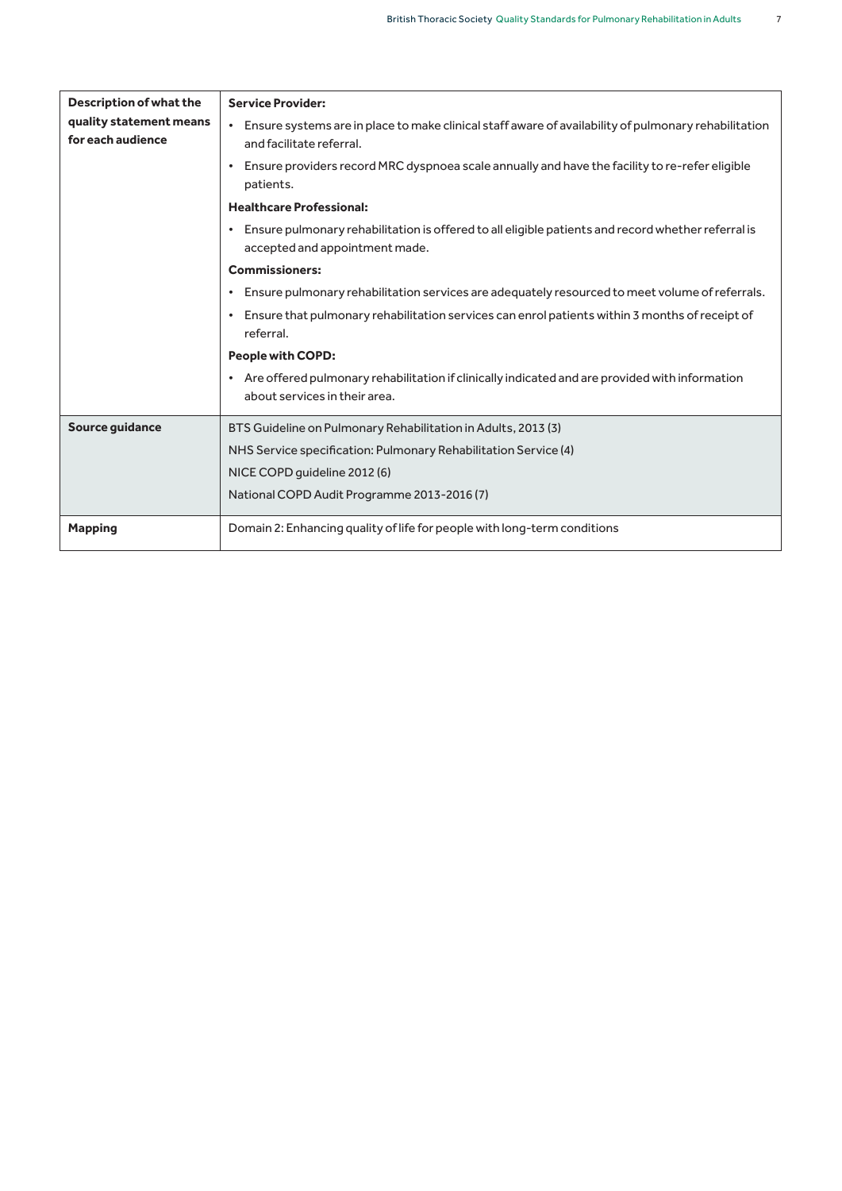| | |
|---|---|
| **Description of what the quality statement means for each audience** | **Service Provider:**<br>• Ensure systems are in place to make clinical staff aware of availability of pulmonary rehabilitation and facilitate referral.<br>• Ensure providers record MRC dyspnoea scale annually and have the facility to re-refer eligible patients.<br>**Healthcare Professional:**<br>• Ensure pulmonary rehabilitation is offered to all eligible patients and record whether referral is accepted and appointment made.<br>**Commissioners:**<br>• Ensure pulmonary rehabilitation services are adequately resourced to meet volume of referrals.<br>• Ensure that pulmonary rehabilitation services can enrol patients within 3 months of receipt of referral.<br>**People with COPD:**<br>• Are offered pulmonary rehabilitation if clinically indicated and are provided with information about services in their area. |
| **Source guidance** | BTS Guideline on Pulmonary Rehabilitation in Adults, 2013 (3)<br>NHS Service specification: Pulmonary Rehabilitation Service (4)<br>NICE COPD guideline 2012 (6)<br>National COPD Audit Programme 2013-2016 (7) |
| **Mapping** | Domain 2: Enhancing quality of life for people with long-term conditions |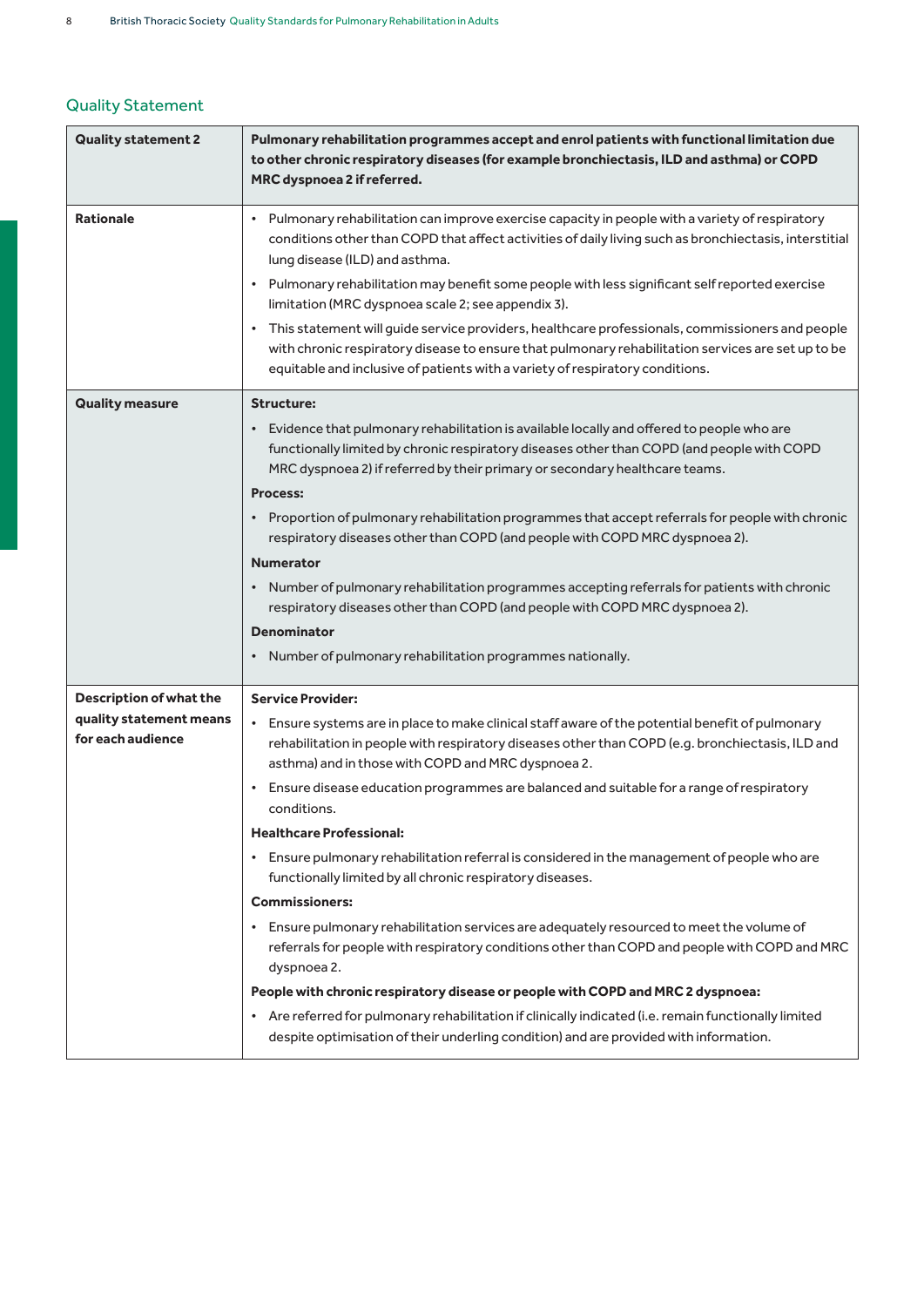## Quality Statement

| Quality statement 2 | Pulmonary rehabilitation programmes accept and enrol patients with functional limitation due to other chronic respiratory diseases (for example bronchiectasis, ILD and asthma) or COPD MRC dyspnoea 2 if referred. |
|---|---|
| **Rationale** | • Pulmonary rehabilitation can improve exercise capacity in people with a variety of respiratory conditions other than COPD that affect activities of daily living such as bronchiectasis, interstitial lung disease (ILD) and asthma.<br>• Pulmonary rehabilitation may benefit some people with less significant self reported exercise limitation (MRC dyspnoea scale 2; see appendix 3).<br>• This statement will guide service providers, healthcare professionals, commissioners and people with chronic respiratory disease to ensure that pulmonary rehabilitation services are set up to be equitable and inclusive of patients with a variety of respiratory conditions. |
| **Quality measure** | **Structure:**<br>• Evidence that pulmonary rehabilitation is available locally and offered to people who are functionally limited by chronic respiratory diseases other than COPD (and people with COPD MRC dyspnoea 2) if referred by their primary or secondary healthcare teams.<br>**Process:**<br>• Proportion of pulmonary rehabilitation programmes that accept referrals for people with chronic respiratory diseases other than COPD (and people with COPD MRC dyspnoea 2).<br>**Numerator**<br>• Number of pulmonary rehabilitation programmes accepting referrals for patients with chronic respiratory diseases other than COPD (and people with COPD MRC dyspnoea 2).<br>**Denominator**<br>• Number of pulmonary rehabilitation programmes nationally. |
| **Description of what the quality statement means for each audience** | **Service Provider:**<br>• Ensure systems are in place to make clinical staff aware of the potential benefit of pulmonary rehabilitation in people with respiratory diseases other than COPD (e.g. bronchiectasis, ILD and asthma) and in those with COPD and MRC dyspnoea 2.<br>• Ensure disease education programmes are balanced and suitable for a range of respiratory conditions.<br>**Healthcare Professional:**<br>• Ensure pulmonary rehabilitation referral is considered in the management of people who are functionally limited by all chronic respiratory diseases.<br>**Commissioners:**<br>• Ensure pulmonary rehabilitation services are adequately resourced to meet the volume of referrals for people with respiratory conditions other than COPD and people with COPD and MRC dyspnoea 2.<br>**People with chronic respiratory disease or people with COPD and MRC 2 dyspnoea:**<br>• Are referred for pulmonary rehabilitation if clinically indicated (i.e. remain functionally limited despite optimisation of their underling condition) and are provided with information. |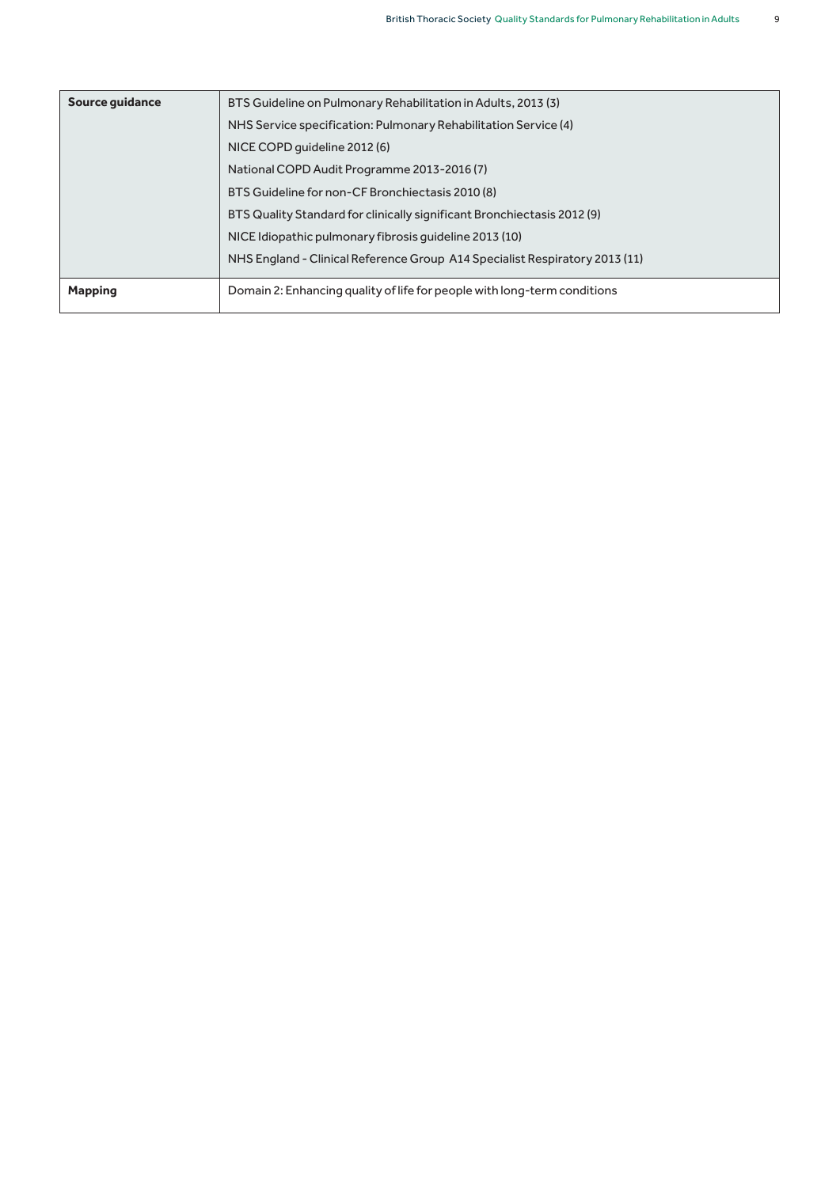| | |
|---|---|
| **Source guidance** | BTS Guideline on Pulmonary Rehabilitation in Adults, 2013 (3)<br>NHS Service specification: Pulmonary Rehabilitation Service (4)<br>NICE COPD guideline 2012 (6)<br>National COPD Audit Programme 2013-2016 (7)<br>BTS Guideline for non-CF Bronchiectasis 2010 (8)<br>BTS Quality Standard for clinically significant Bronchiectasis 2012 (9)<br>NICE Idiopathic pulmonary fibrosis guideline 2013 (10)<br>NHS England - Clinical Reference Group A14 Specialist Respiratory 2013 (11) |
| **Mapping** | Domain 2: Enhancing quality of life for people with long-term conditions |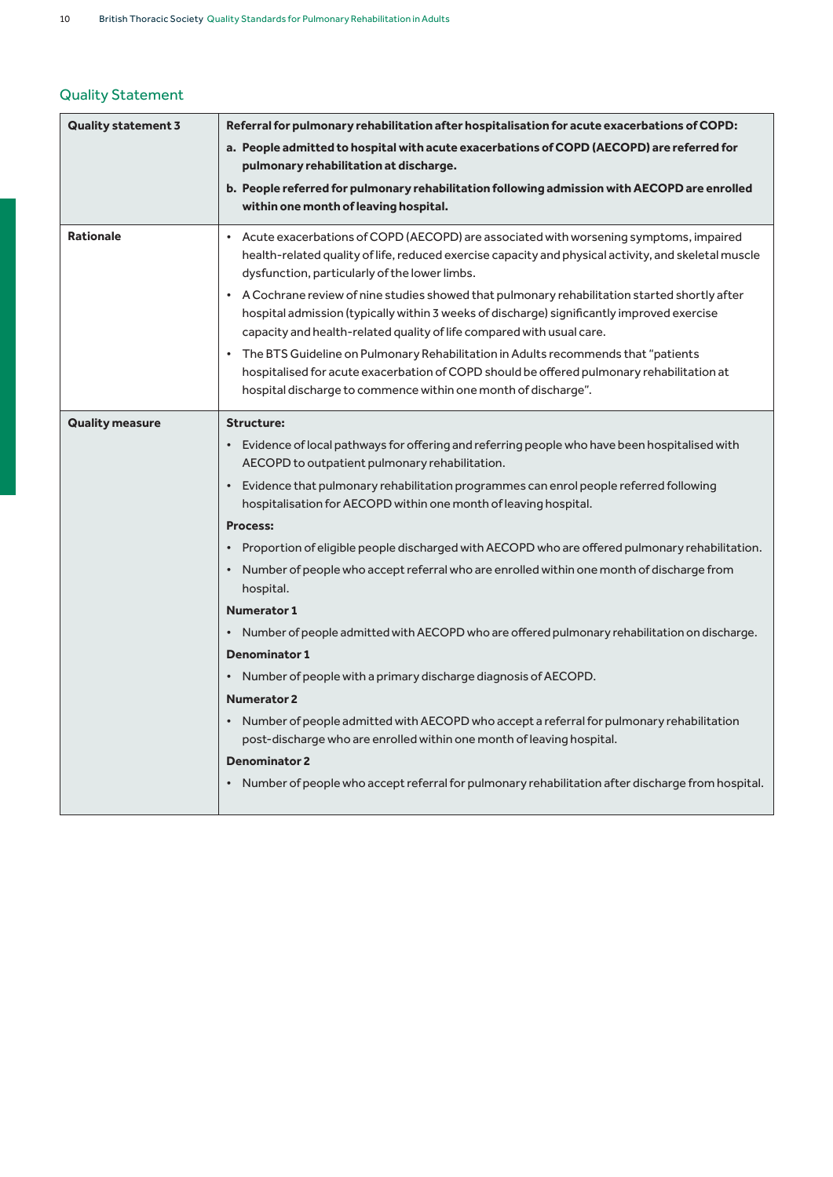## Quality Statement

| | |
|---|---|
| **Quality statement 3** | **Referral for pulmonary rehabilitation after hospitalisation for acute exacerbations of COPD:**<br>**a. People admitted to hospital with acute exacerbations of COPD (AECOPD) are referred for pulmonary rehabilitation at discharge.**<br>**b. People referred for pulmonary rehabilitation following admission with AECOPD are enrolled within one month of leaving hospital.** |
| **Rationale** | • Acute exacerbations of COPD (AECOPD) are associated with worsening symptoms, impaired health-related quality of life, reduced exercise capacity and physical activity, and skeletal muscle dysfunction, particularly of the lower limbs.<br>• A Cochrane review of nine studies showed that pulmonary rehabilitation started shortly after hospital admission (typically within 3 weeks of discharge) significantly improved exercise capacity and health-related quality of life compared with usual care.<br>• The BTS Guideline on Pulmonary Rehabilitation in Adults recommends that "patients hospitalised for acute exacerbation of COPD should be offered pulmonary rehabilitation at hospital discharge to commence within one month of discharge". |
| **Quality measure** | **Structure:**<br>• Evidence of local pathways for offering and referring people who have been hospitalised with AECOPD to outpatient pulmonary rehabilitation.<br>• Evidence that pulmonary rehabilitation programmes can enrol people referred following hospitalisation for AECOPD within one month of leaving hospital.<br>**Process:**<br>• Proportion of eligible people discharged with AECOPD who are offered pulmonary rehabilitation.<br>• Number of people who accept referral who are enrolled within one month of discharge from hospital.<br>**Numerator 1**<br>• Number of people admitted with AECOPD who are offered pulmonary rehabilitation on discharge.<br>**Denominator 1**<br>• Number of people with a primary discharge diagnosis of AECOPD.<br>**Numerator 2**<br>• Number of people admitted with AECOPD who accept a referral for pulmonary rehabilitation post-discharge who are enrolled within one month of leaving hospital.<br>**Denominator 2**<br>• Number of people who accept referral for pulmonary rehabilitation after discharge from hospital. |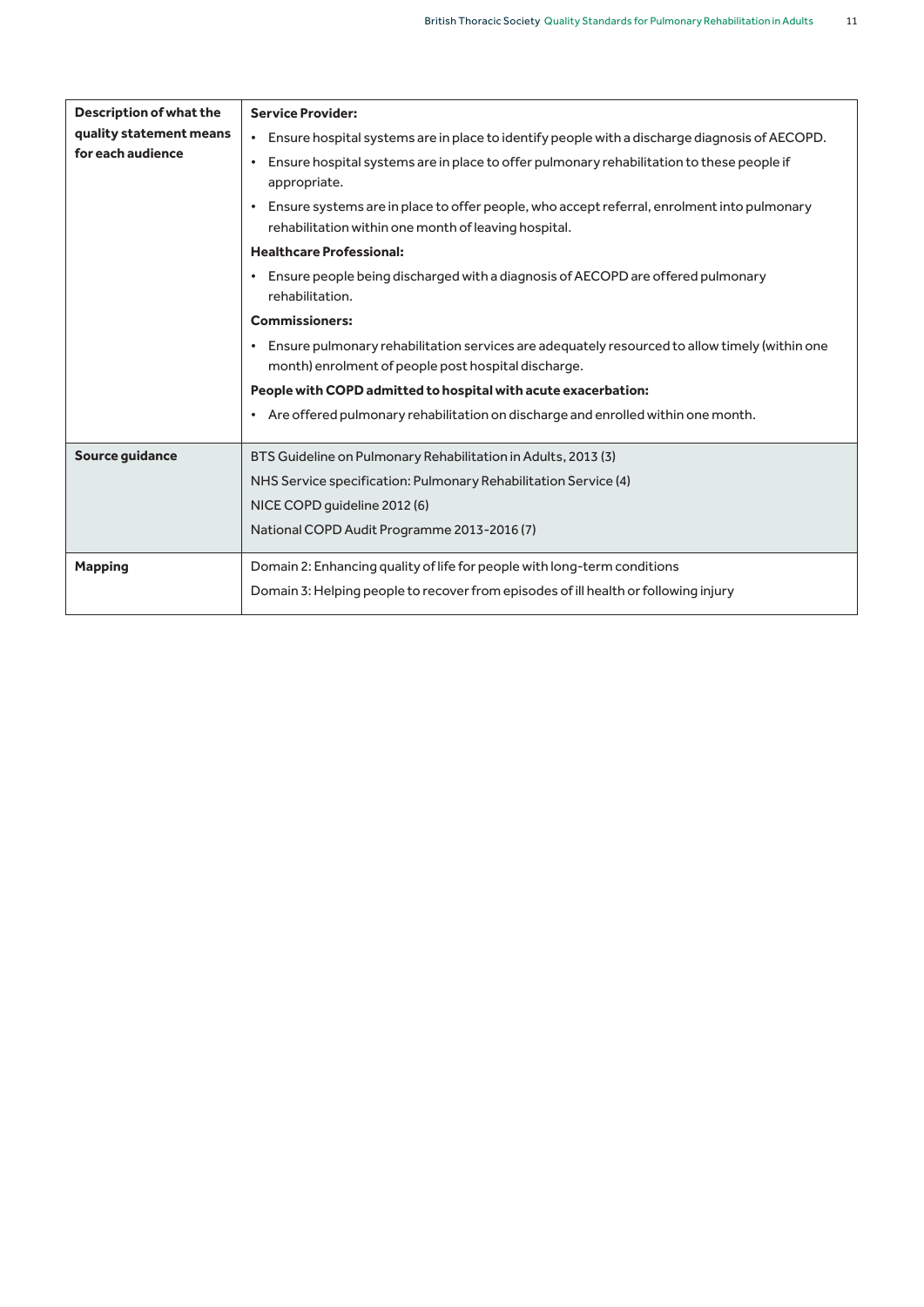| **Description of what the quality statement means for each audience** | **Service Provider:**<br>• Ensure hospital systems are in place to identify people with a discharge diagnosis of AECOPD.<br>• Ensure hospital systems are in place to offer pulmonary rehabilitation to these people if appropriate.<br>• Ensure systems are in place to offer people, who accept referral, enrolment into pulmonary rehabilitation within one month of leaving hospital.<br>**Healthcare Professional:**<br>• Ensure people being discharged with a diagnosis of AECOPD are offered pulmonary rehabilitation.<br>**Commissioners:**<br>• Ensure pulmonary rehabilitation services are adequately resourced to allow timely (within one month) enrolment of people post hospital discharge.<br>**People with COPD admitted to hospital with acute exacerbation:**<br>• Are offered pulmonary rehabilitation on discharge and enrolled within one month. |
|---|---|
| **Source guidance** | BTS Guideline on Pulmonary Rehabilitation in Adults, 2013 (3)<br>NHS Service specification: Pulmonary Rehabilitation Service (4)<br>NICE COPD guideline 2012 (6)<br>National COPD Audit Programme 2013-2016 (7) |
| **Mapping** | Domain 2: Enhancing quality of life for people with long-term conditions<br>Domain 3: Helping people to recover from episodes of ill health or following injury |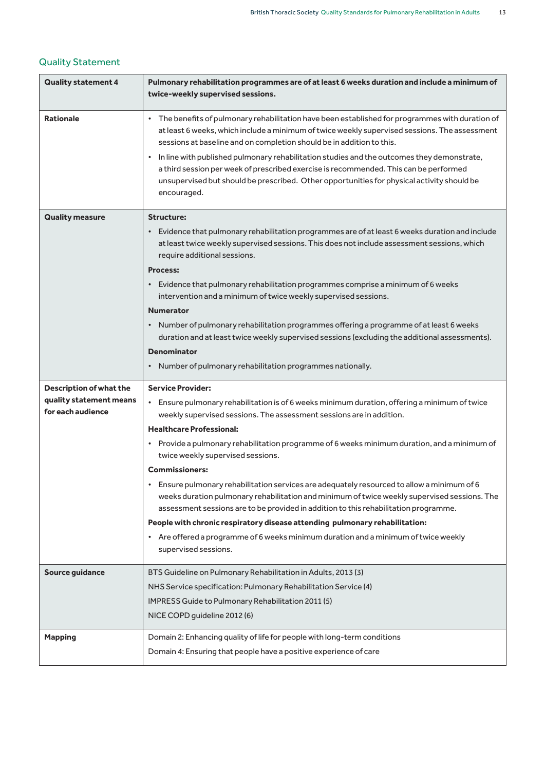## Quality Statement

| Quality statement 4 | Pulmonary rehabilitation programmes are of at least 6 weeks duration and include a minimum of twice-weekly supervised sessions. |
|---|---|
| **Rationale** | • The benefits of pulmonary rehabilitation have been established for programmes with duration of at least 6 weeks, which include a minimum of twice weekly supervised sessions. The assessment sessions at baseline and on completion should be in addition to this.<br>• In line with published pulmonary rehabilitation studies and the outcomes they demonstrate, a third session per week of prescribed exercise is recommended. This can be performed unsupervised but should be prescribed. Other opportunities for physical activity should be encouraged. |
| **Quality measure** | **Structure:**<br>• Evidence that pulmonary rehabilitation programmes are of at least 6 weeks duration and include at least twice weekly supervised sessions. This does not include assessment sessions, which require additional sessions.<br>**Process:**<br>• Evidence that pulmonary rehabilitation programmes comprise a minimum of 6 weeks intervention and a minimum of twice weekly supervised sessions.<br>**Numerator**<br>• Number of pulmonary rehabilitation programmes offering a programme of at least 6 weeks duration and at least twice weekly supervised sessions (excluding the additional assessments).<br>**Denominator**<br>• Number of pulmonary rehabilitation programmes nationally. |
| **Description of what the quality statement means for each audience** | **Service Provider:**<br>• Ensure pulmonary rehabilitation is of 6 weeks minimum duration, offering a minimum of twice weekly supervised sessions. The assessment sessions are in addition.<br>**Healthcare Professional:**<br>• Provide a pulmonary rehabilitation programme of 6 weeks minimum duration, and a minimum of twice weekly supervised sessions.<br>**Commissioners:**<br>• Ensure pulmonary rehabilitation services are adequately resourced to allow a minimum of 6 weeks duration pulmonary rehabilitation and minimum of twice weekly supervised sessions. The assessment sessions are to be provided in addition to this rehabilitation programme.<br>**People with chronic respiratory disease attending pulmonary rehabilitation:**<br>• Are offered a programme of 6 weeks minimum duration and a minimum of twice weekly supervised sessions. |
| **Source guidance** | BTS Guideline on Pulmonary Rehabilitation in Adults, 2013 (3)<br>NHS Service specification: Pulmonary Rehabilitation Service (4)<br>IMPRESS Guide to Pulmonary Rehabilitation 2011 (5)<br>NICE COPD guideline 2012 (6) |
| **Mapping** | Domain 2: Enhancing quality of life for people with long-term conditions<br>Domain 4: Ensuring that people have a positive experience of care |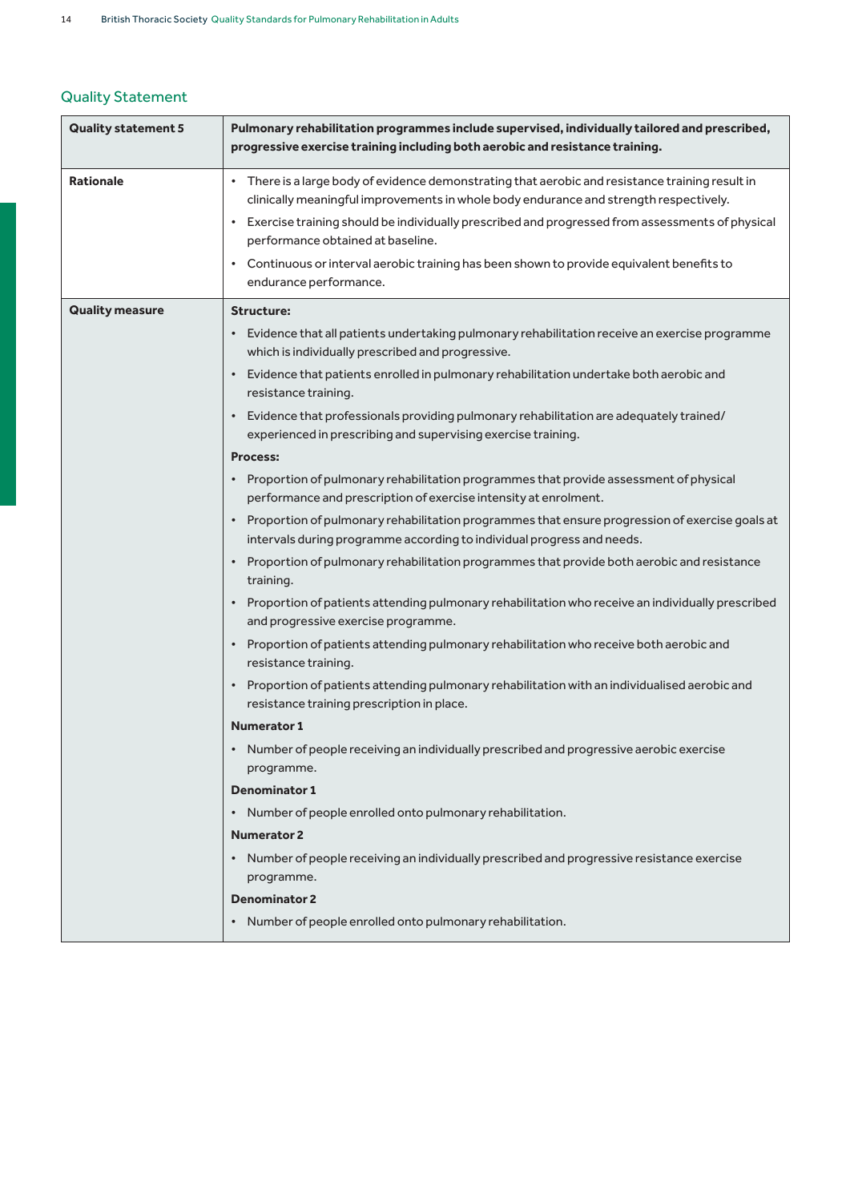## Quality Statement

| Quality statement 5 | Pulmonary rehabilitation programmes include supervised, individually tailored and prescribed, progressive exercise training including both aerobic and resistance training. |
|---|---|
| **Rationale** | • There is a large body of evidence demonstrating that aerobic and resistance training result in clinically meaningful improvements in whole body endurance and strength respectively.<br>• Exercise training should be individually prescribed and progressed from assessments of physical performance obtained at baseline.<br>• Continuous or interval aerobic training has been shown to provide equivalent benefits to endurance performance. |
| **Quality measure** | **Structure:**<br>• Evidence that all patients undertaking pulmonary rehabilitation receive an exercise programme which is individually prescribed and progressive.<br>• Evidence that patients enrolled in pulmonary rehabilitation undertake both aerobic and resistance training.<br>• Evidence that professionals providing pulmonary rehabilitation are adequately trained/ experienced in prescribing and supervising exercise training.<br>**Process:**<br>• Proportion of pulmonary rehabilitation programmes that provide assessment of physical performance and prescription of exercise intensity at enrolment.<br>• Proportion of pulmonary rehabilitation programmes that ensure progression of exercise goals at intervals during programme according to individual progress and needs.<br>• Proportion of pulmonary rehabilitation programmes that provide both aerobic and resistance training.<br>• Proportion of patients attending pulmonary rehabilitation who receive an individually prescribed and progressive exercise programme.<br>• Proportion of patients attending pulmonary rehabilitation who receive both aerobic and resistance training.<br>• Proportion of patients attending pulmonary rehabilitation with an individualised aerobic and resistance training prescription in place.<br>**Numerator 1**<br>• Number of people receiving an individually prescribed and progressive aerobic exercise programme.<br>**Denominator 1**<br>• Number of people enrolled onto pulmonary rehabilitation.<br>**Numerator 2**<br>• Number of people receiving an individually prescribed and progressive resistance exercise programme.<br>**Denominator 2**<br>• Number of people enrolled onto pulmonary rehabilitation. |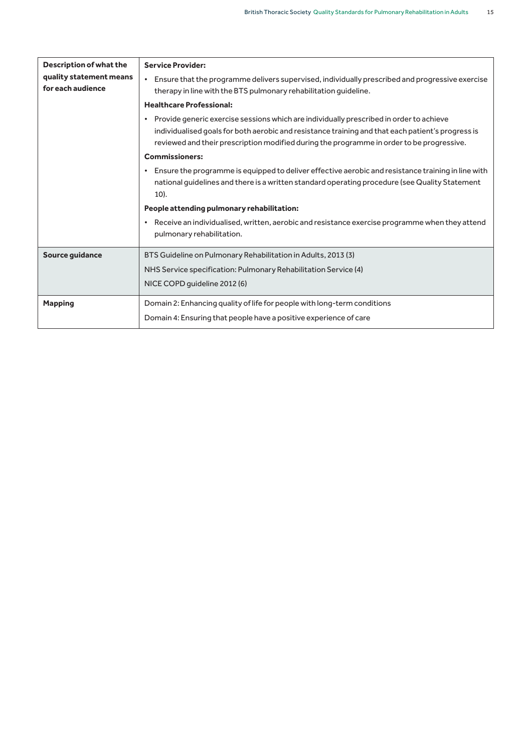| **Description of what the quality statement means for each audience** | **Service Provider:**<br>• Ensure that the programme delivers supervised, individually prescribed and progressive exercise therapy in line with the BTS pulmonary rehabilitation guideline.<br>**Healthcare Professional:**<br>• Provide generic exercise sessions which are individually prescribed in order to achieve individualised goals for both aerobic and resistance training and that each patient's progress is reviewed and their prescription modified during the programme in order to be progressive.<br>**Commissioners:**<br>• Ensure the programme is equipped to deliver effective aerobic and resistance training in line with national guidelines and there is a written standard operating procedure (see Quality Statement 10).<br>**People attending pulmonary rehabilitation:**<br>• Receive an individualised, written, aerobic and resistance exercise programme when they attend pulmonary rehabilitation. |
|---|---|
| **Source guidance** | BTS Guideline on Pulmonary Rehabilitation in Adults, 2013 (3)<br>NHS Service specification: Pulmonary Rehabilitation Service (4)<br>NICE COPD guideline 2012 (6) |
| **Mapping** | Domain 2: Enhancing quality of life for people with long-term conditions<br>Domain 4: Ensuring that people have a positive experience of care |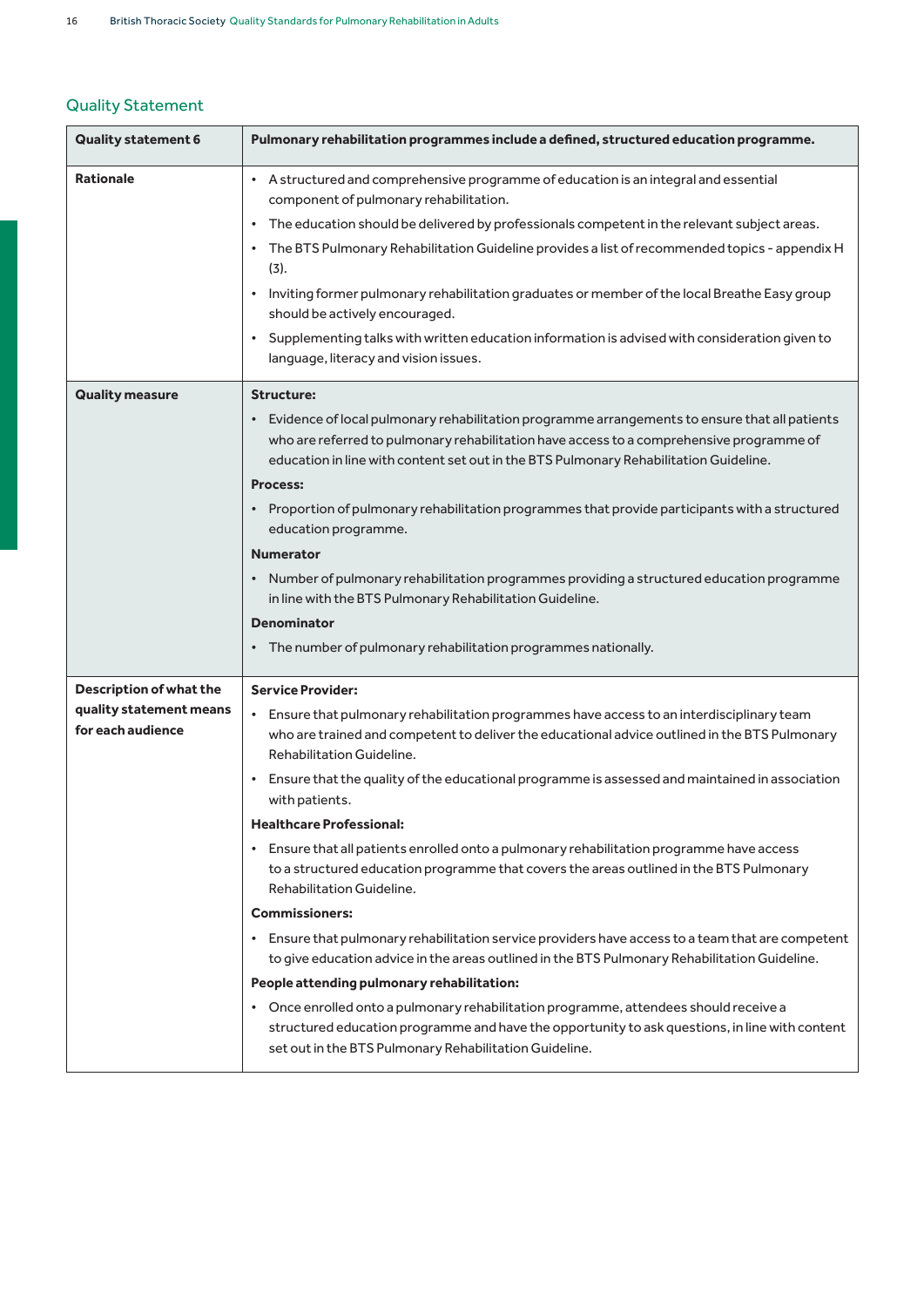## Quality Statement

| Quality statement 6 | Pulmonary rehabilitation programmes include a defined, structured education programme. |
|---|---|
| **Rationale** | • A structured and comprehensive programme of education is an integral and essential component of pulmonary rehabilitation.<br>• The education should be delivered by professionals competent in the relevant subject areas.<br>• The BTS Pulmonary Rehabilitation Guideline provides a list of recommended topics - appendix H (3).<br>• Inviting former pulmonary rehabilitation graduates or member of the local Breathe Easy group should be actively encouraged.<br>• Supplementing talks with written education information is advised with consideration given to language, literacy and vision issues. |
| **Quality measure** | **Structure:**<br>• Evidence of local pulmonary rehabilitation programme arrangements to ensure that all patients who are referred to pulmonary rehabilitation have access to a comprehensive programme of education in line with content set out in the BTS Pulmonary Rehabilitation Guideline.<br>**Process:**<br>• Proportion of pulmonary rehabilitation programmes that provide participants with a structured education programme.<br>**Numerator**<br>• Number of pulmonary rehabilitation programmes providing a structured education programme in line with the BTS Pulmonary Rehabilitation Guideline.<br>**Denominator**<br>• The number of pulmonary rehabilitation programmes nationally. |
| **Description of what the quality statement means for each audience** | **Service Provider:**<br>• Ensure that pulmonary rehabilitation programmes have access to an interdisciplinary team who are trained and competent to deliver the educational advice outlined in the BTS Pulmonary Rehabilitation Guideline.<br>• Ensure that the quality of the educational programme is assessed and maintained in association with patients.<br>**Healthcare Professional:**<br>• Ensure that all patients enrolled onto a pulmonary rehabilitation programme have access to a structured education programme that covers the areas outlined in the BTS Pulmonary Rehabilitation Guideline.<br>**Commissioners:**<br>• Ensure that pulmonary rehabilitation service providers have access to a team that are competent to give education advice in the areas outlined in the BTS Pulmonary Rehabilitation Guideline.<br>**People attending pulmonary rehabilitation:**<br>• Once enrolled onto a pulmonary rehabilitation programme, attendees should receive a structured education programme and have the opportunity to ask questions, in line with content set out in the BTS Pulmonary Rehabilitation Guideline. |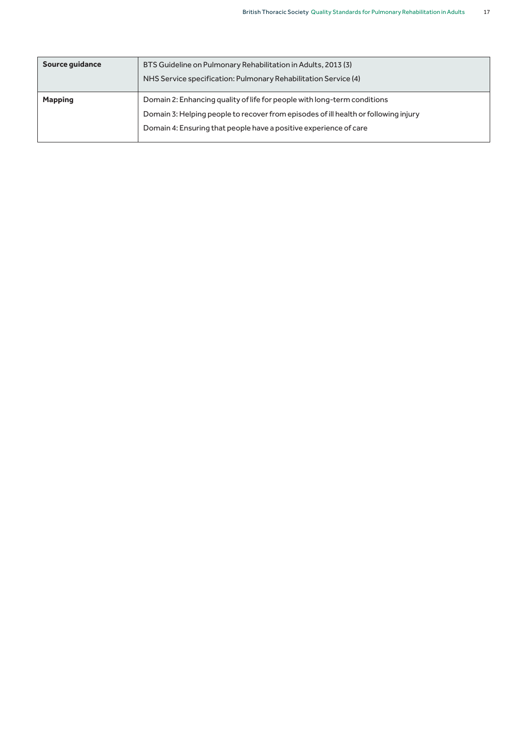| **Source guidance** | BTS Guideline on Pulmonary Rehabilitation in Adults, 2013 (3)<br>NHS Service specification: Pulmonary Rehabilitation Service (4) |
|---|---|
| **Mapping** | Domain 2: Enhancing quality of life for people with long-term conditions<br>Domain 3: Helping people to recover from episodes of ill health or following injury<br>Domain 4: Ensuring that people have a positive experience of care |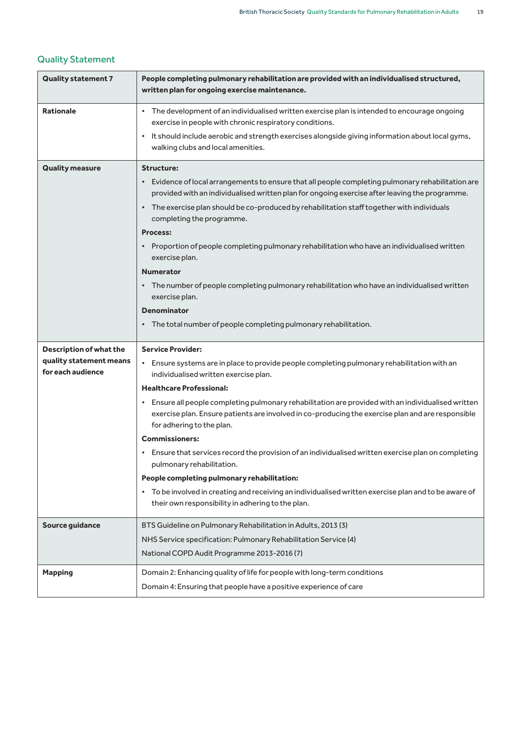## Quality Statement

| Quality statement 7 | People completing pulmonary rehabilitation are provided with an individualised structured, written plan for ongoing exercise maintenance. |
|---|---|
| **Rationale** | • The development of an individualised written exercise plan is intended to encourage ongoing exercise in people with chronic respiratory conditions.<br>• It should include aerobic and strength exercises alongside giving information about local gyms, walking clubs and local amenities. |
| **Quality measure** | **Structure:**<br>• Evidence of local arrangements to ensure that all people completing pulmonary rehabilitation are provided with an individualised written plan for ongoing exercise after leaving the programme.<br>• The exercise plan should be co-produced by rehabilitation staff together with individuals completing the programme.<br>**Process:**<br>• Proportion of people completing pulmonary rehabilitation who have an individualised written exercise plan.<br>**Numerator**<br>• The number of people completing pulmonary rehabilitation who have an individualised written exercise plan.<br>**Denominator**<br>• The total number of people completing pulmonary rehabilitation. |
| **Description of what the quality statement means for each audience** | **Service Provider:**<br>• Ensure systems are in place to provide people completing pulmonary rehabilitation with an individualised written exercise plan.<br>**Healthcare Professional:**<br>• Ensure all people completing pulmonary rehabilitation are provided with an individualised written exercise plan. Ensure patients are involved in co-producing the exercise plan and are responsible for adhering to the plan.<br>**Commissioners:**<br>• Ensure that services record the provision of an individualised written exercise plan on completing pulmonary rehabilitation.<br>**People completing pulmonary rehabilitation:**<br>• To be involved in creating and receiving an individualised written exercise plan and to be aware of their own responsibility in adhering to the plan. |
| **Source guidance** | BTS Guideline on Pulmonary Rehabilitation in Adults, 2013 (3)<br>NHS Service specification: Pulmonary Rehabilitation Service (4)<br>National COPD Audit Programme 2013-2016 (7) |
| **Mapping** | Domain 2: Enhancing quality of life for people with long-term conditions<br>Domain 4: Ensuring that people have a positive experience of care |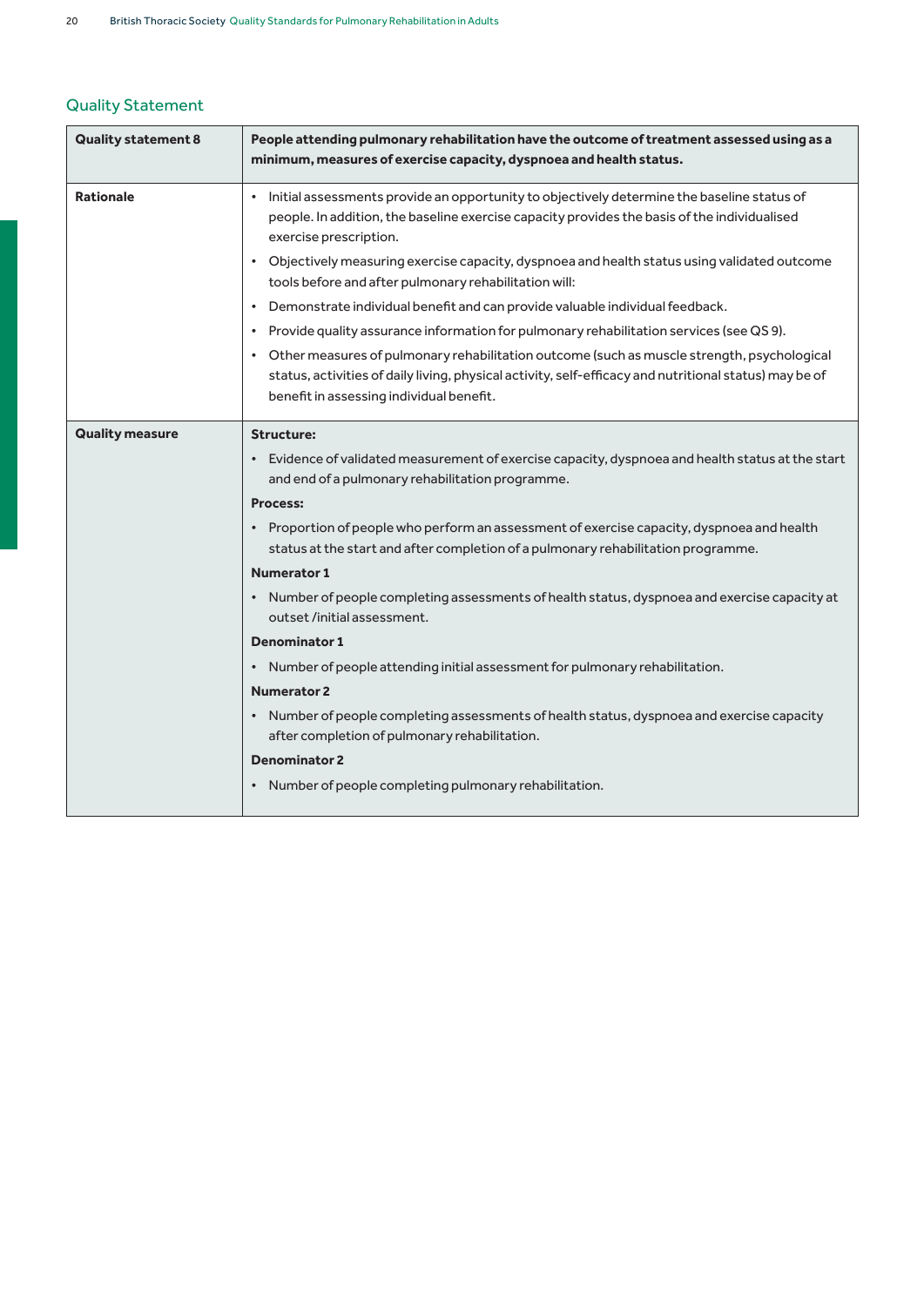## Quality Statement

| Quality statement 8 | People attending pulmonary rehabilitation have the outcome of treatment assessed using as a minimum, measures of exercise capacity, dyspnoea and health status. |
|---|---|
| **Rationale** | • Initial assessments provide an opportunity to objectively determine the baseline status of people. In addition, the baseline exercise capacity provides the basis of the individualised exercise prescription.<br>• Objectively measuring exercise capacity, dyspnoea and health status using validated outcome tools before and after pulmonary rehabilitation will:<br>• Demonstrate individual benefit and can provide valuable individual feedback.<br>• Provide quality assurance information for pulmonary rehabilitation services (see QS 9).<br>• Other measures of pulmonary rehabilitation outcome (such as muscle strength, psychological status, activities of daily living, physical activity, self-efficacy and nutritional status) may be of benefit in assessing individual benefit. |
| **Quality measure** | **Structure:**<br>• Evidence of validated measurement of exercise capacity, dyspnoea and health status at the start and end of a pulmonary rehabilitation programme.<br>**Process:**<br>• Proportion of people who perform an assessment of exercise capacity, dyspnoea and health status at the start and after completion of a pulmonary rehabilitation programme.<br>**Numerator 1**<br>• Number of people completing assessments of health status, dyspnoea and exercise capacity at outset /initial assessment.<br>**Denominator 1**<br>• Number of people attending initial assessment for pulmonary rehabilitation.<br>**Numerator 2**<br>• Number of people completing assessments of health status, dyspnoea and exercise capacity after completion of pulmonary rehabilitation.<br>**Denominator 2**<br>• Number of people completing pulmonary rehabilitation. |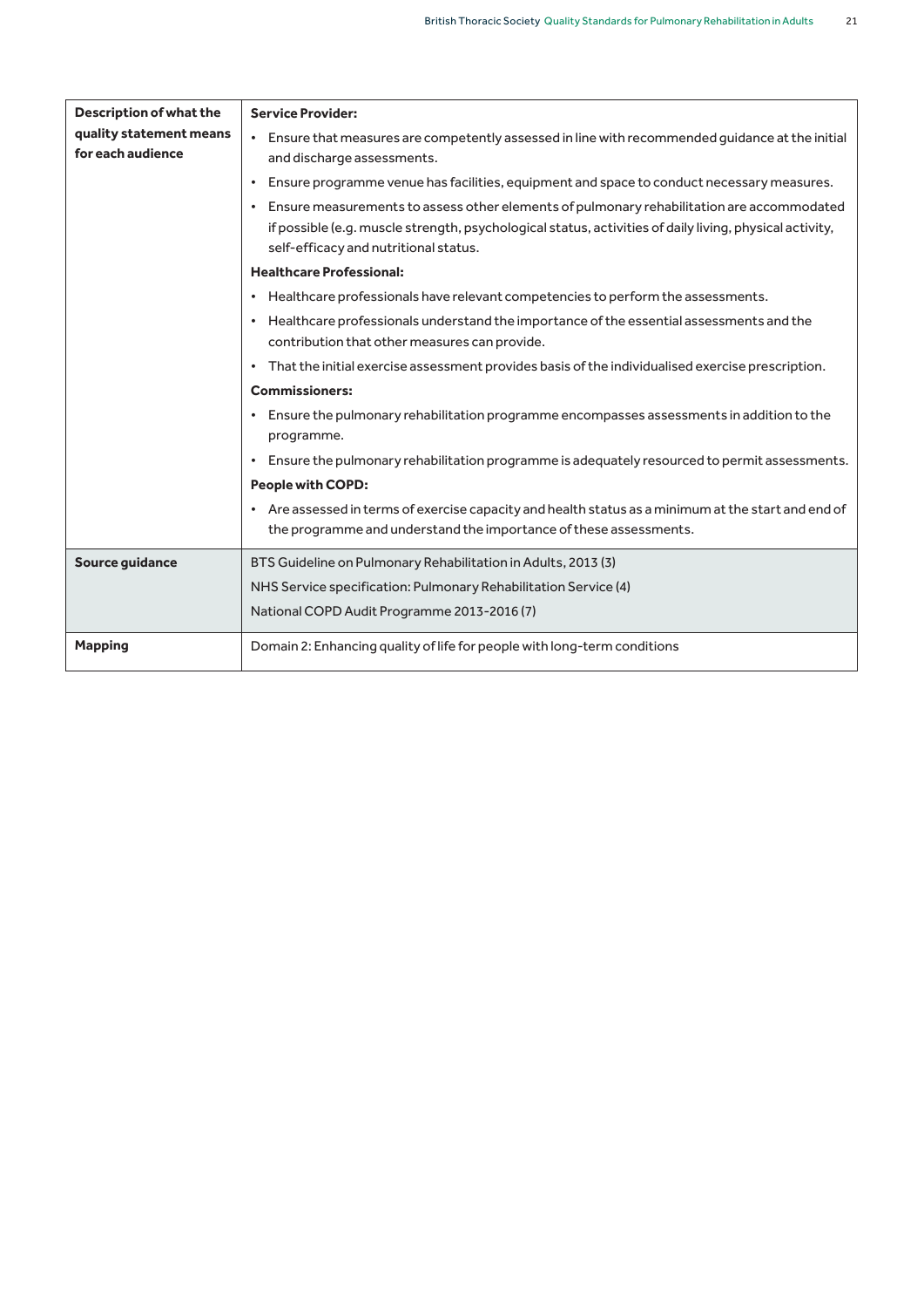| Description of what the quality statement means for each audience | **Service Provider:**<br>• Ensure that measures are competently assessed in line with recommended guidance at the initial and discharge assessments.<br>• Ensure programme venue has facilities, equipment and space to conduct necessary measures.<br>• Ensure measurements to assess other elements of pulmonary rehabilitation are accommodated if possible (e.g. muscle strength, psychological status, activities of daily living, physical activity, self-efficacy and nutritional status.<br>**Healthcare Professional:**<br>• Healthcare professionals have relevant competencies to perform the assessments.<br>• Healthcare professionals understand the importance of the essential assessments and the contribution that other measures can provide.<br>• That the initial exercise assessment provides basis of the individualised exercise prescription.<br>**Commissioners:**<br>• Ensure the pulmonary rehabilitation programme encompasses assessments in addition to the programme.<br>• Ensure the pulmonary rehabilitation programme is adequately resourced to permit assessments.<br>**People with COPD:**<br>• Are assessed in terms of exercise capacity and health status as a minimum at the start and end of the programme and understand the importance of these assessments. |
|---|---|
| **Source guidance** | BTS Guideline on Pulmonary Rehabilitation in Adults, 2013 (3)<br>NHS Service specification: Pulmonary Rehabilitation Service (4)<br>National COPD Audit Programme 2013-2016 (7) |
| **Mapping** | Domain 2: Enhancing quality of life for people with long-term conditions |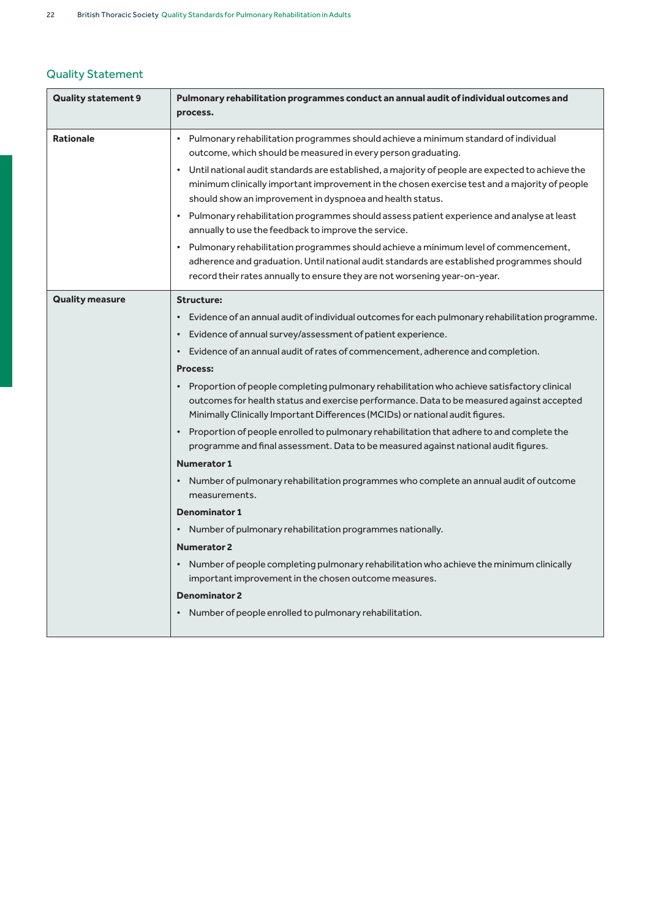## Quality Statement

| Quality statement 9 | Pulmonary rehabilitation programmes conduct an annual audit of individual outcomes and process. |
|---|---|
| **Rationale** | • Pulmonary rehabilitation programmes should achieve a minimum standard of individual outcome, which should be measured in every person graduating.<br>• Until national audit standards are established, a majority of people are expected to achieve the minimum clinically important improvement in the chosen exercise test and a majority of people should show an improvement in dyspnoea and health status.<br>• Pulmonary rehabilitation programmes should assess patient experience and analyse at least annually to use the feedback to improve the service.<br>• Pulmonary rehabilitation programmes should achieve a minimum level of commencement, adherence and graduation. Until national audit standards are established programmes should record their rates annually to ensure they are not worsening year-on-year. |
| **Quality measure** | **Structure:**<br>• Evidence of an annual audit of individual outcomes for each pulmonary rehabilitation programme.<br>• Evidence of annual survey/assessment of patient experience.<br>• Evidence of an annual audit of rates of commencement, adherence and completion.<br>**Process:**<br>• Proportion of people completing pulmonary rehabilitation who achieve satisfactory clinical outcomes for health status and exercise performance. Data to be measured against accepted Minimally Clinically Important Differences (MCIDs) or national audit figures.<br>• Proportion of people enrolled to pulmonary rehabilitation that adhere to and complete the programme and final assessment. Data to be measured against national audit figures.<br>**Numerator 1**<br>• Number of pulmonary rehabilitation programmes who complete an annual audit of outcome measurements.<br>**Denominator 1**<br>• Number of pulmonary rehabilitation programmes nationally.<br>**Numerator 2**<br>• Number of people completing pulmonary rehabilitation who achieve the minimum clinically important improvement in the chosen outcome measures.<br>**Denominator 2**<br>• Number of people enrolled to pulmonary rehabilitation. |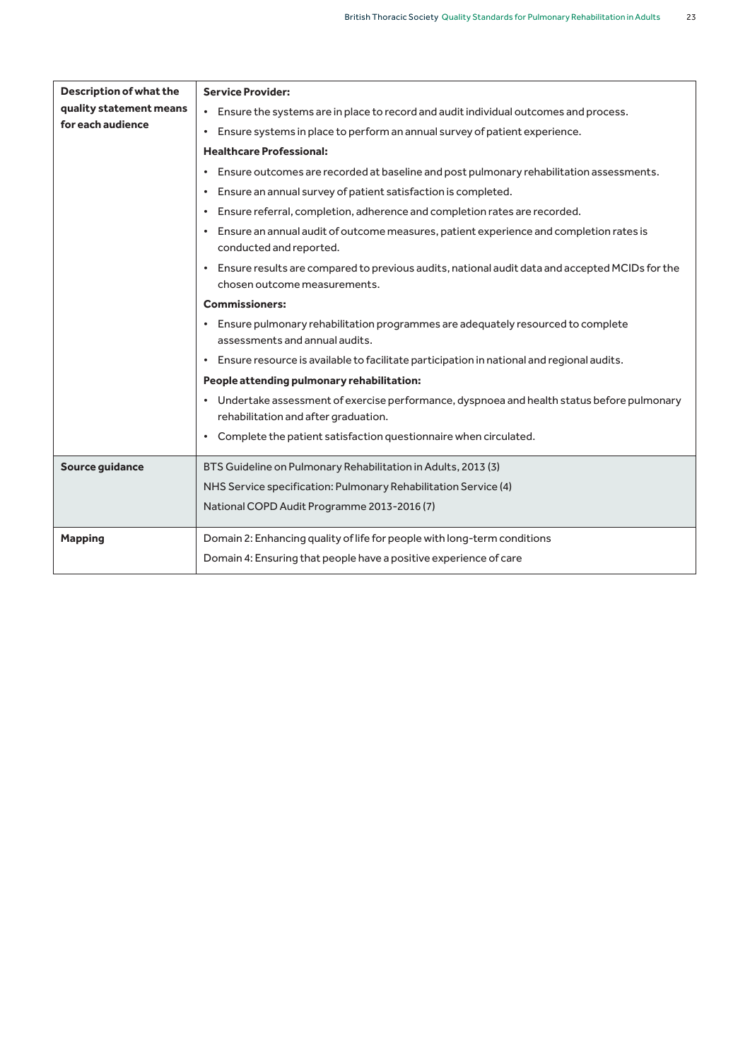| **Description of what the quality statement means for each audience** | **Service Provider:**<br>• Ensure the systems are in place to record and audit individual outcomes and process.<br>• Ensure systems in place to perform an annual survey of patient experience.<br>**Healthcare Professional:**<br>• Ensure outcomes are recorded at baseline and post pulmonary rehabilitation assessments.<br>• Ensure an annual survey of patient satisfaction is completed.<br>• Ensure referral, completion, adherence and completion rates are recorded.<br>• Ensure an annual audit of outcome measures, patient experience and completion rates is conducted and reported.<br>• Ensure results are compared to previous audits, national audit data and accepted MCIDs for the chosen outcome measurements.<br>**Commissioners:**<br>• Ensure pulmonary rehabilitation programmes are adequately resourced to complete assessments and annual audits.<br>• Ensure resource is available to facilitate participation in national and regional audits.<br>**People attending pulmonary rehabilitation:**<br>• Undertake assessment of exercise performance, dyspnoea and health status before pulmonary rehabilitation and after graduation.<br>• Complete the patient satisfaction questionnaire when circulated. |
|---|---|
| **Source guidance** | BTS Guideline on Pulmonary Rehabilitation in Adults, 2013 (3)<br>NHS Service specification: Pulmonary Rehabilitation Service (4)<br>National COPD Audit Programme 2013-2016 (7) |
| **Mapping** | Domain 2: Enhancing quality of life for people with long-term conditions<br>Domain 4: Ensuring that people have a positive experience of care |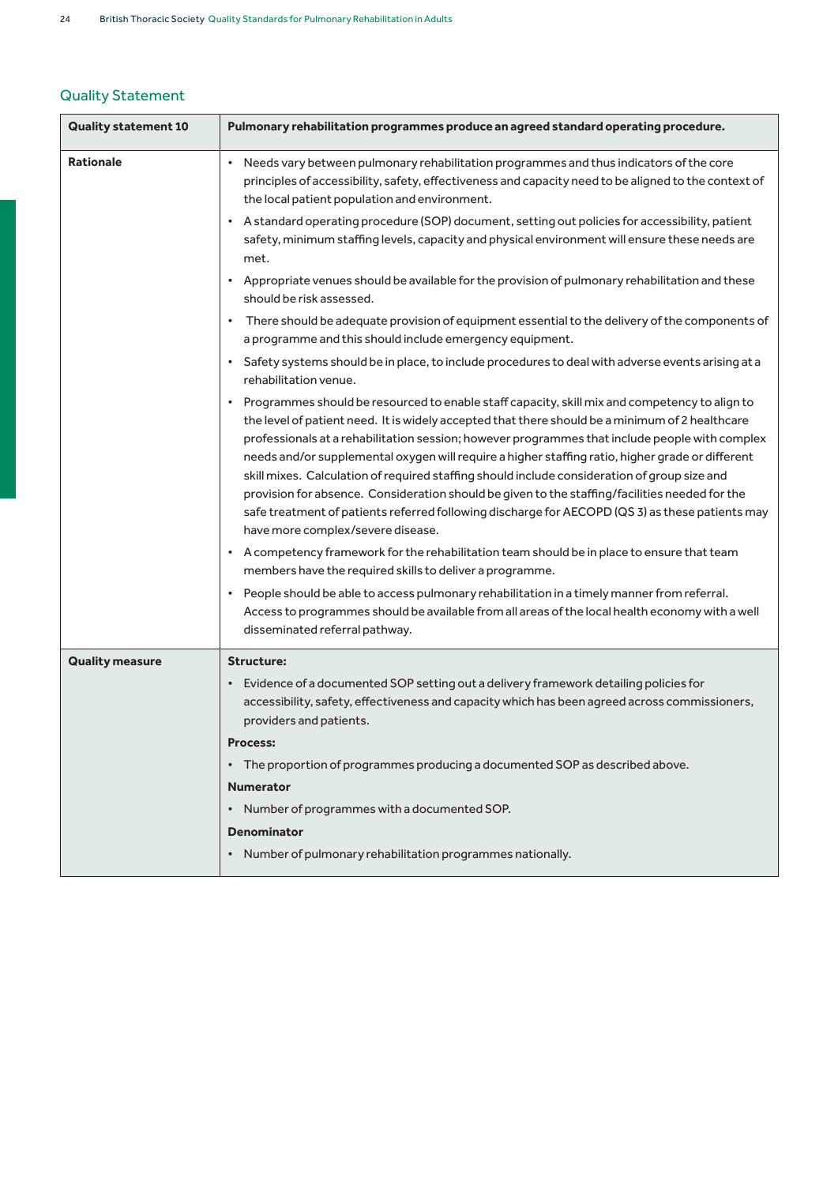## Quality Statement

| Quality statement 10 | Pulmonary rehabilitation programmes produce an agreed standard operating procedure. |
|---|---|
| **Rationale** | • Needs vary between pulmonary rehabilitation programmes and thus indicators of the core principles of accessibility, safety, effectiveness and capacity need to be aligned to the context of the local patient population and environment.<br>• A standard operating procedure (SOP) document, setting out policies for accessibility, patient safety, minimum staffing levels, capacity and physical environment will ensure these needs are met.<br>• Appropriate venues should be available for the provision of pulmonary rehabilitation and these should be risk assessed.<br>• There should be adequate provision of equipment essential to the delivery of the components of a programme and this should include emergency equipment.<br>• Safety systems should be in place, to include procedures to deal with adverse events arising at a rehabilitation venue.<br>• Programmes should be resourced to enable staff capacity, skill mix and competency to align to the level of patient need. It is widely accepted that there should be a minimum of 2 healthcare professionals at a rehabilitation session; however programmes that include people with complex needs and/or supplemental oxygen will require a higher staffing ratio, higher grade or different skill mixes. Calculation of required staffing should include consideration of group size and provision for absence. Consideration should be given to the staffing/facilities needed for the safe treatment of patients referred following discharge for AECOPD (QS 3) as these patients may have more complex/severe disease.<br>• A competency framework for the rehabilitation team should be in place to ensure that team members have the required skills to deliver a programme.<br>• People should be able to access pulmonary rehabilitation in a timely manner from referral. Access to programmes should be available from all areas of the local health economy with a well disseminated referral pathway. |
| **Quality measure** | **Structure:**<br>• Evidence of a documented SOP setting out a delivery framework detailing policies for accessibility, safety, effectiveness and capacity which has been agreed across commissioners, providers and patients.<br>**Process:**<br>• The proportion of programmes producing a documented SOP as described above.<br>**Numerator**<br>• Number of programmes with a documented SOP.<br>**Denominator**<br>• Number of pulmonary rehabilitation programmes nationally. |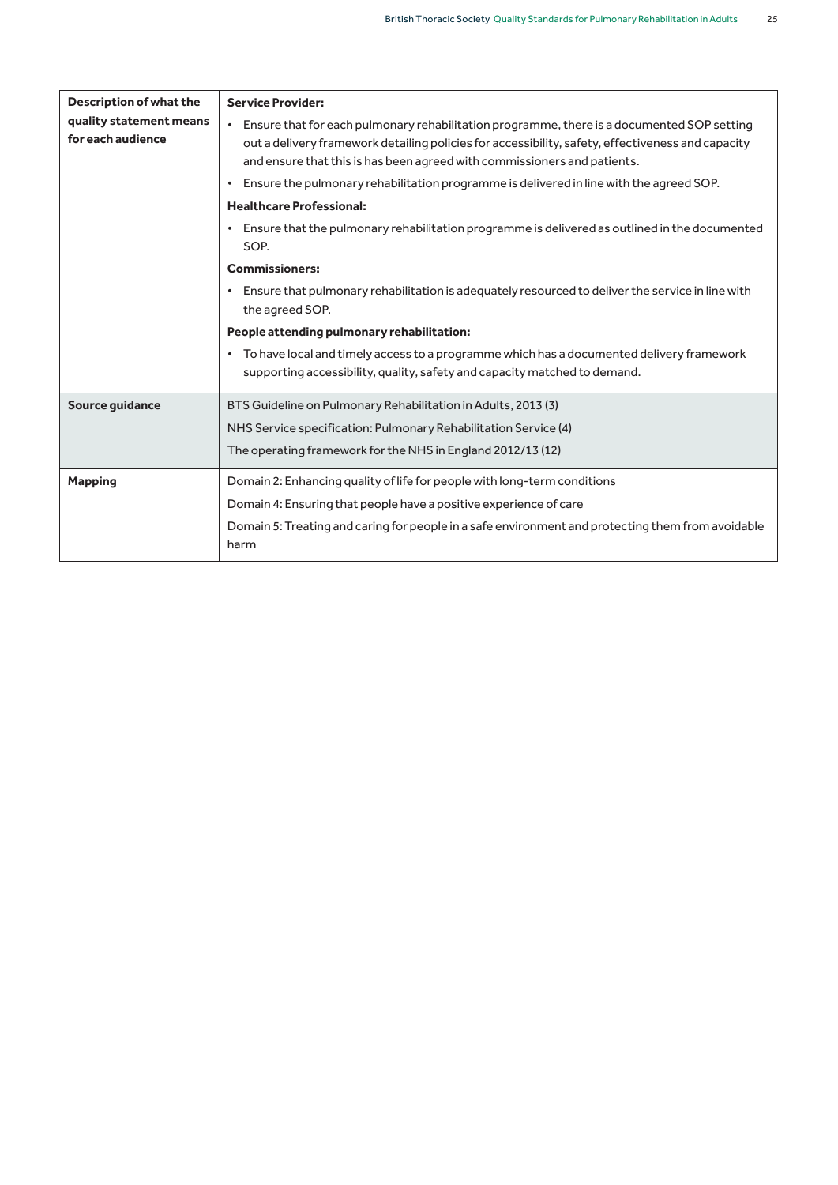| Description of what the quality statement means for each audience | **Service Provider:**<br>• Ensure that for each pulmonary rehabilitation programme, there is a documented SOP setting out a delivery framework detailing policies for accessibility, safety, effectiveness and capacity and ensure that this is has been agreed with commissioners and patients.<br>• Ensure the pulmonary rehabilitation programme is delivered in line with the agreed SOP.<br>**Healthcare Professional:**<br>• Ensure that the pulmonary rehabilitation programme is delivered as outlined in the documented SOP.<br>**Commissioners:**<br>• Ensure that pulmonary rehabilitation is adequately resourced to deliver the service in line with the agreed SOP.<br>**People attending pulmonary rehabilitation:**<br>• To have local and timely access to a programme which has a documented delivery framework supporting accessibility, quality, safety and capacity matched to demand. |
|---|---|
| **Source guidance** | BTS Guideline on Pulmonary Rehabilitation in Adults, 2013 (3)<br>NHS Service specification: Pulmonary Rehabilitation Service (4)<br>The operating framework for the NHS in England 2012/13 (12) |
| **Mapping** | Domain 2: Enhancing quality of life for people with long-term conditions<br>Domain 4: Ensuring that people have a positive experience of care<br>Domain 5: Treating and caring for people in a safe environment and protecting them from avoidable harm |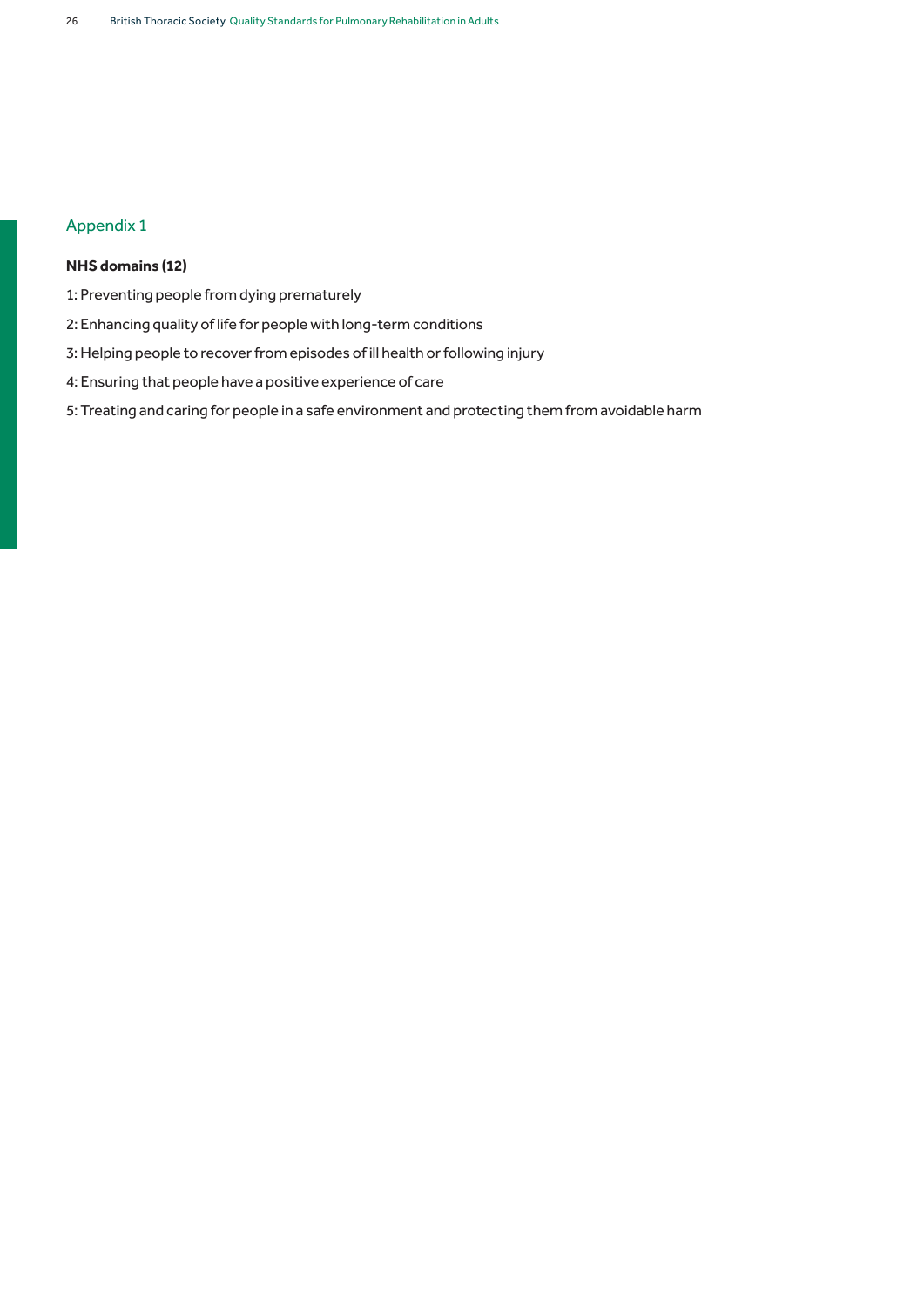# Appendix 1

**NHS domains (12)**

1: Preventing people from dying prematurely

2: Enhancing quality of life for people with long-term conditions

3: Helping people to recover from episodes of ill health or following injury

4: Ensuring that people have a positive experience of care

5: Treating and caring for people in a safe environment and protecting them from avoidable harm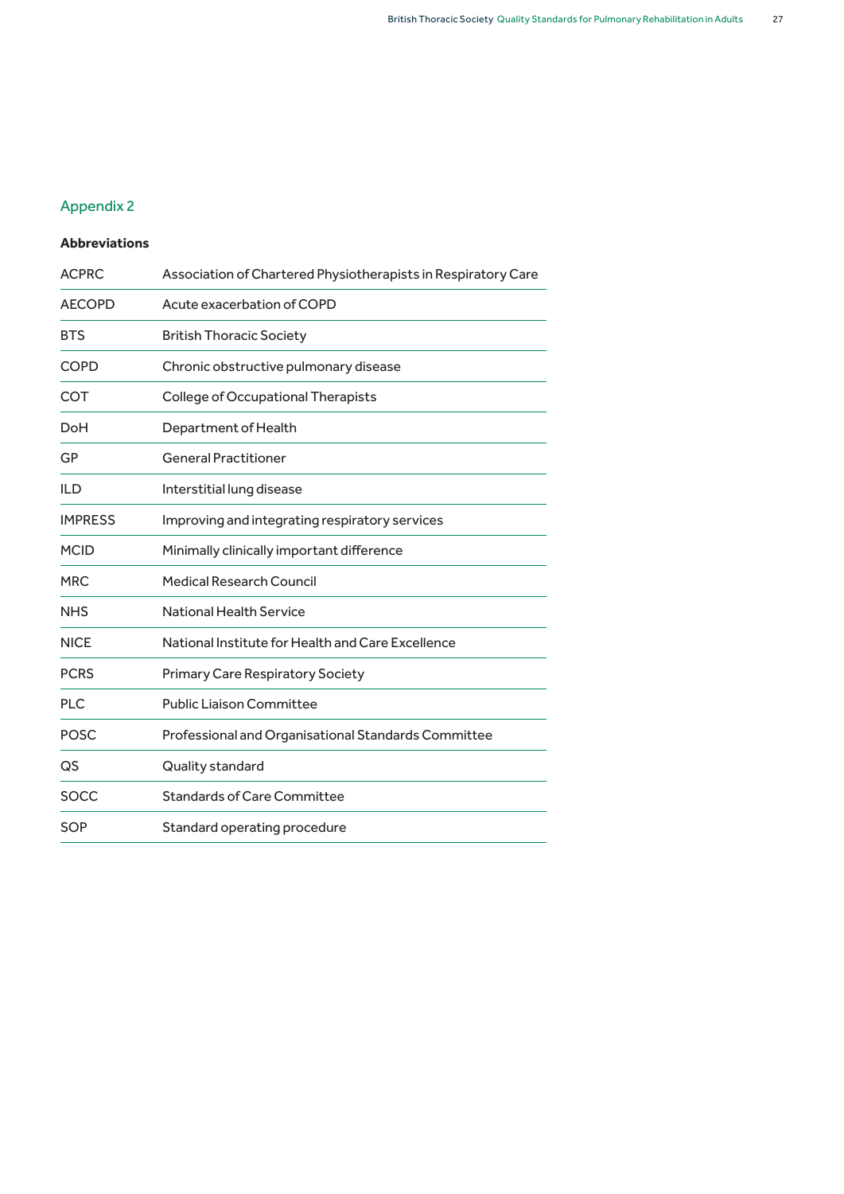## Appendix 2

**Abbreviations**

| | |
|---|---|
| ACPRC | Association of Chartered Physiotherapists in Respiratory Care |
| AECOPD | Acute exacerbation of COPD |
| BTS | British Thoracic Society |
| COPD | Chronic obstructive pulmonary disease |
| COT | College of Occupational Therapists |
| DoH | Department of Health |
| GP | General Practitioner |
| ILD | Interstitial lung disease |
| IMPRESS | Improving and integrating respiratory services |
| MCID | Minimally clinically important difference |
| MRC | Medical Research Council |
| NHS | National Health Service |
| NICE | National Institute for Health and Care Excellence |
| PCRS | Primary Care Respiratory Society |
| PLC | Public Liaison Committee |
| POSC | Professional and Organisational Standards Committee |
| QS | Quality standard |
| SOCC | Standards of Care Committee |
| SOP | Standard operating procedure |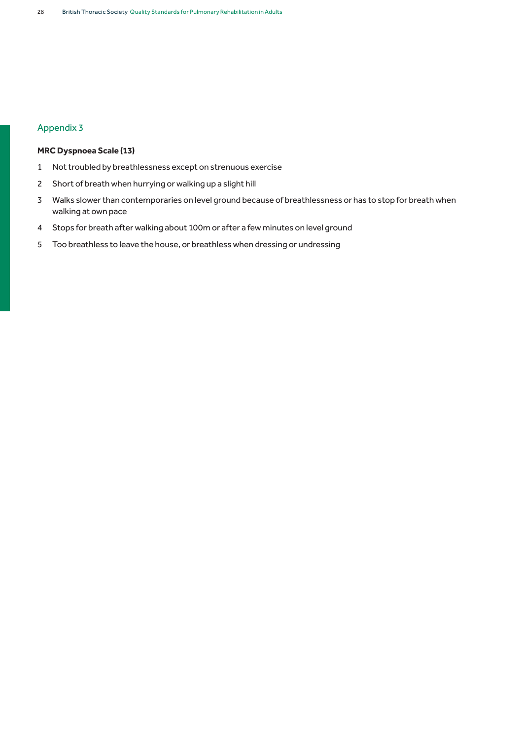## Appendix 3

**MRC Dyspnoea Scale (13)**

1. Not troubled by breathlessness except on strenuous exercise
2. Short of breath when hurrying or walking up a slight hill
3. Walks slower than contemporaries on level ground because of breathlessness or has to stop for breath when walking at own pace
4. Stops for breath after walking about 100m or after a few minutes on level ground
5. Too breathless to leave the house, or breathless when dressing or undressing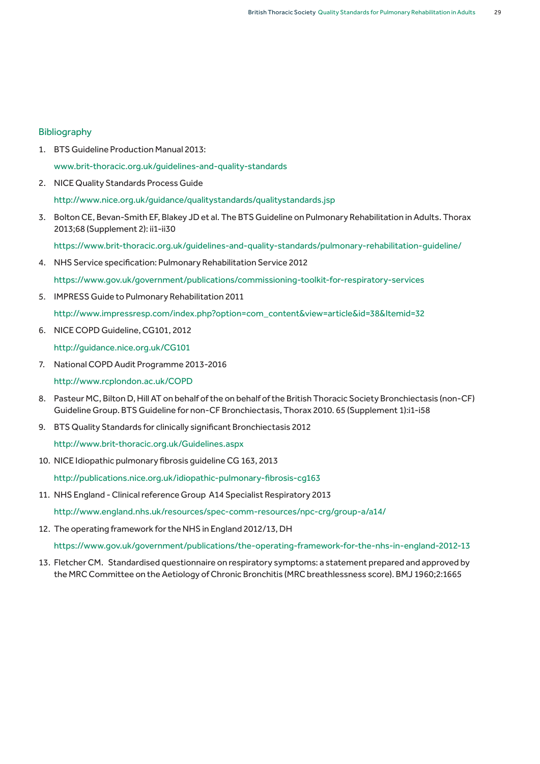## Bibliography

1. BTS Guideline Production Manual 2013:

   www.brit-thoracic.org.uk/guidelines-and-quality-standards

2. NICE Quality Standards Process Guide

   http://www.nice.org.uk/guidance/qualitystandards/qualitystandards.jsp

3. Bolton CE, Bevan-Smith EF, Blakey JD et al. The BTS Guideline on Pulmonary Rehabilitation in Adults. Thorax 2013;68 (Supplement 2): ii1-ii30

   https://www.brit-thoracic.org.uk/guidelines-and-quality-standards/pulmonary-rehabilitation-guideline/

4. NHS Service specification: Pulmonary Rehabilitation Service 2012

   https://www.gov.uk/government/publications/commissioning-toolkit-for-respiratory-services

5. IMPRESS Guide to Pulmonary Rehabilitation 2011

   http://www.impressresp.com/index.php?option=com_content&view=article&id=38&Itemid=32

6. NICE COPD Guideline, CG101, 2012

   http://guidance.nice.org.uk/CG101

7. National COPD Audit Programme 2013-2016

   http://www.rcplondon.ac.uk/COPD

8. Pasteur MC, Bilton D, Hill AT on behalf of the on behalf of the British Thoracic Society Bronchiectasis (non-CF) Guideline Group. BTS Guideline for non-CF Bronchiectasis, Thorax 2010. 65 (Supplement 1):i1-i58

9. BTS Quality Standards for clinically significant Bronchiectasis 2012

   http://www.brit-thoracic.org.uk/Guidelines.aspx

10. NICE Idiopathic pulmonary fibrosis guideline CG 163, 2013

    http://publications.nice.org.uk/idiopathic-pulmonary-fibrosis-cg163

11. NHS England - Clinical reference Group A14 Specialist Respiratory 2013

    http://www.england.nhs.uk/resources/spec-comm-resources/npc-crg/group-a/a14/

12. The operating framework for the NHS in England 2012/13, DH

    https://www.gov.uk/government/publications/the-operating-framework-for-the-nhs-in-england-2012-13

13. Fletcher CM. Standardised questionnaire on respiratory symptoms: a statement prepared and approved by the MRC Committee on the Aetiology of Chronic Bronchitis (MRC breathlessness score). BMJ 1960;2:1665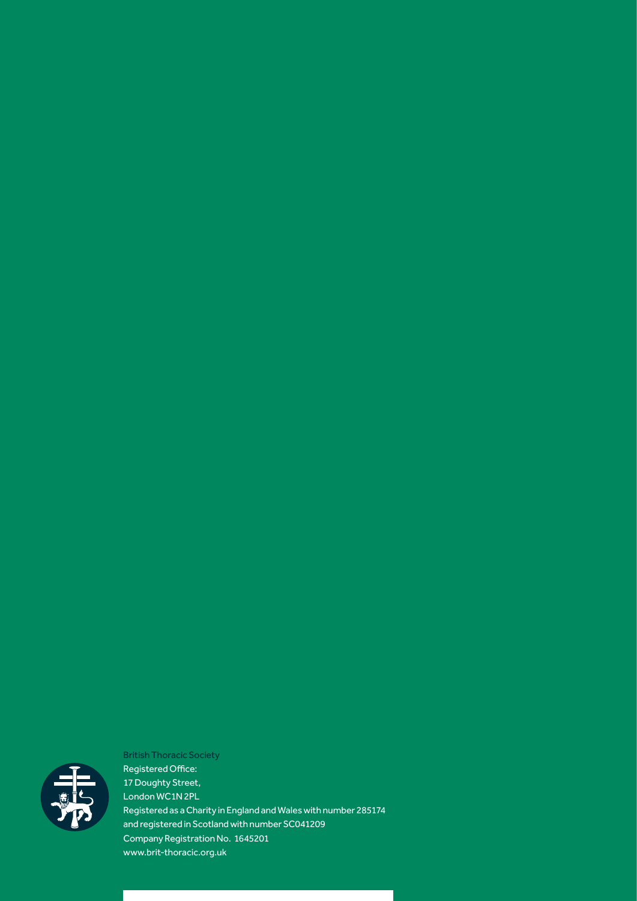British Thoracic Society
Registered Office:
17 Doughty Street,
London WC1N 2PL
Registered as a Charity in England and Wales with number 285174
and registered in Scotland with number SC041209
Company Registration No. 1645201
www.brit-thoracic.org.uk